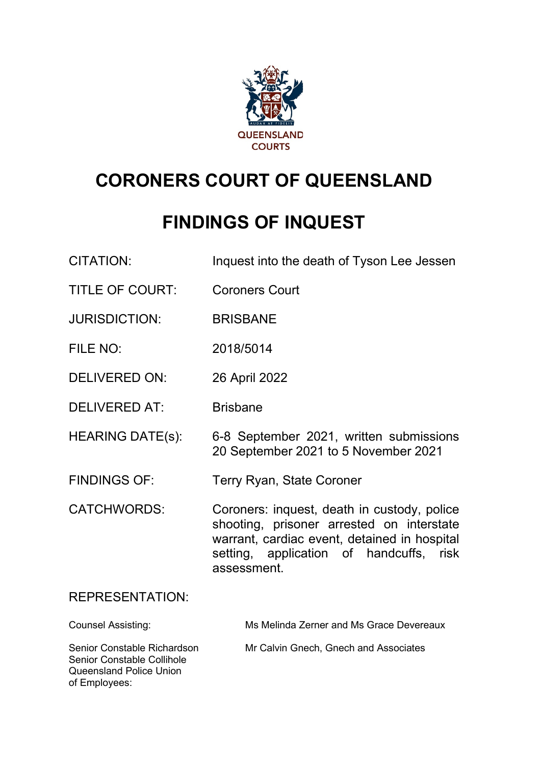QUEENSLAND COURTS

# CORONERS COURT OF QUEENSLAND

## FINDINGS OF INQUEST

| | |
|---|---|
| CITATION: | Inquest into the death of Tyson Lee Jessen |
| TITLE OF COURT: | Coroners Court |
| JURISDICTION: | BRISBANE |
| FILE NO: | 2018/5014 |
| DELIVERED ON: | 26 April 2022 |
| DELIVERED AT: | Brisbane |
| HEARING DATE(s): | 6-8 September 2021, written submissions 20 September 2021 to 5 November 2021 |
| FINDINGS OF: | Terry Ryan, State Coroner |
| CATCHWORDS: | Coroners: inquest, death in custody, police shooting, prisoner arrested on interstate warrant, cardiac event, detained in hospital setting, application of handcuffs, risk assessment. |

REPRESENTATION:

| | |
|---|---|
| Counsel Assisting: | Ms Melinda Zerner and Ms Grace Devereaux |
| Senior Constable Richardson<br>Senior Constable Collihole<br>Queensland Police Union of Employees: | Mr Calvin Gnech, Gnech and Associates |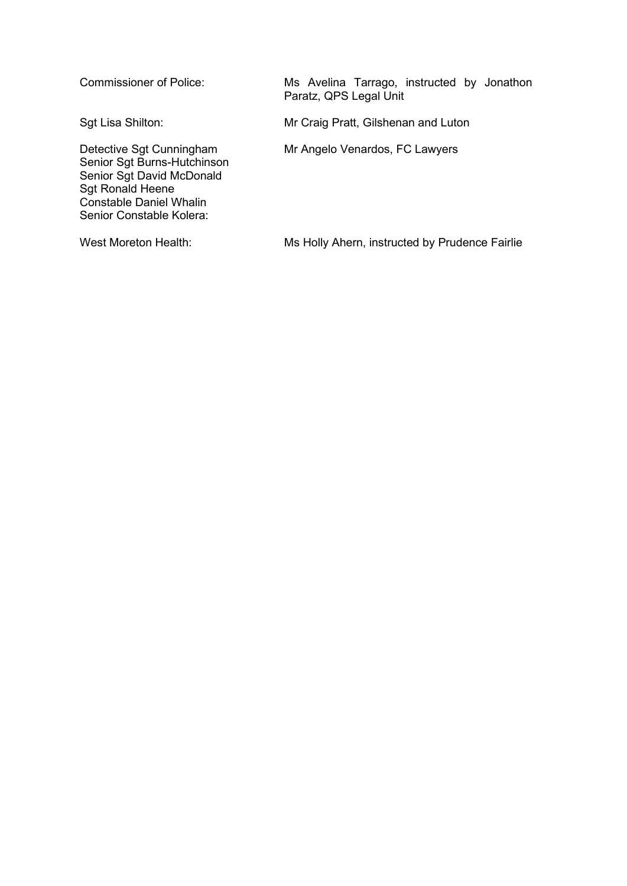| | |
|---|---|
| Commissioner of Police: | Ms Avelina Tarrago, instructed by Jonathon Paratz, QPS Legal Unit |
| Sgt Lisa Shilton: | Mr Craig Pratt, Gilshenan and Luton |
| Detective Sgt Cunningham<br>Senior Sgt Burns-Hutchinson<br>Senior Sgt David McDonald<br>Sgt Ronald Heene<br>Constable Daniel Whalin<br>Senior Constable Kolera: | Mr Angelo Venardos, FC Lawyers |
| West Moreton Health: | Ms Holly Ahern, instructed by Prudence Fairlie |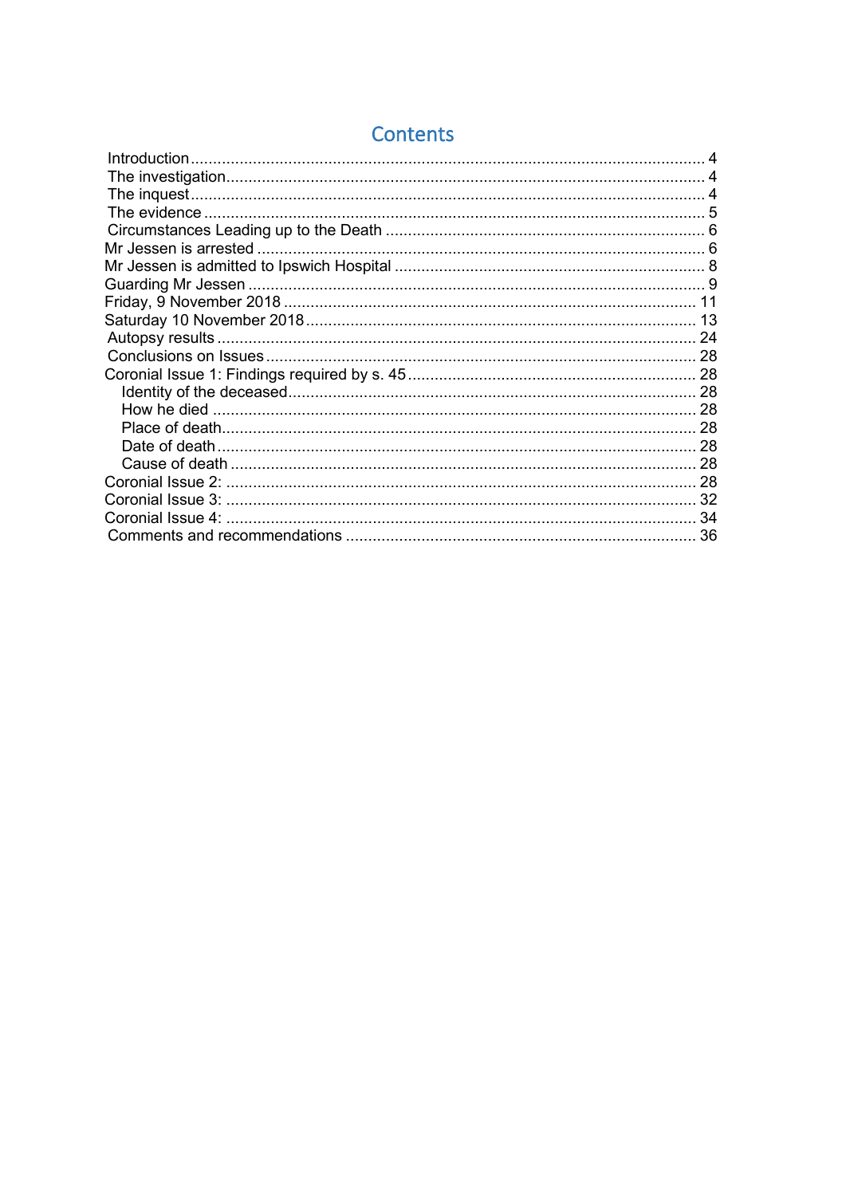# Contents

Introduction .... 4
The investigation .... 4
The inquest .... 4
The evidence .... 5
Circumstances Leading up to the Death .... 6
Mr Jessen is arrested .... 6
Mr Jessen is admitted to Ipswich Hospital .... 8
Guarding Mr Jessen .... 9
Friday, 9 November 2018 .... 11
Saturday 10 November 2018 .... 13
Autopsy results .... 24
Conclusions on Issues .... 28
Coronial Issue 1: Findings required by s. 45 .... 28
- Identity of the deceased .... 28
- How he died .... 28
- Place of death .... 28
- Date of death .... 28
- Cause of death .... 28

Coronial Issue 2: .... 28
Coronial Issue 3: .... 32
Coronial Issue 4: .... 34
Comments and recommendations .... 36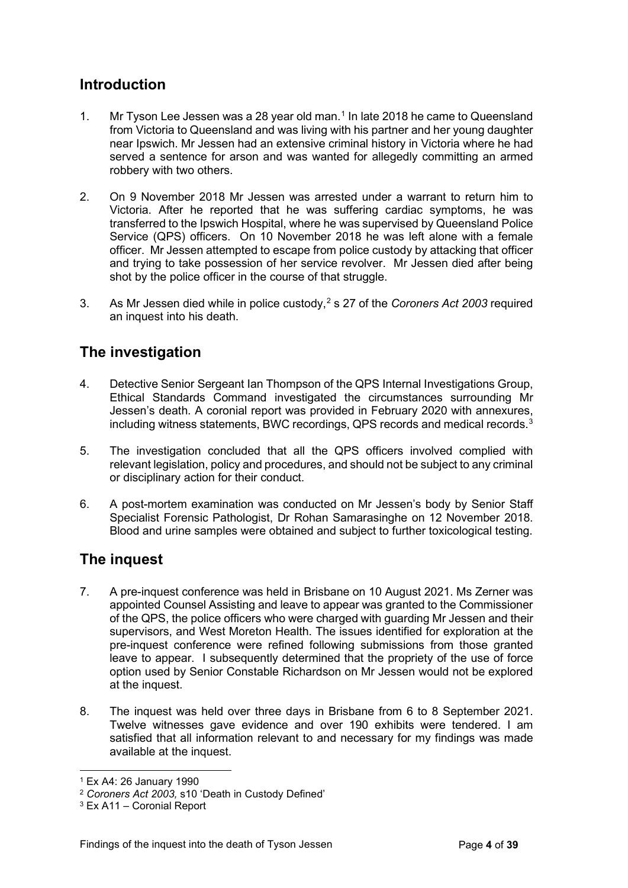## Introduction

1. Mr Tyson Lee Jessen was a 28 year old man.[1] In late 2018 he came to Queensland from Victoria to Queensland and was living with his partner and her young daughter near Ipswich. Mr Jessen had an extensive criminal history in Victoria where he had served a sentence for arson and was wanted for allegedly committing an armed robbery with two others.

2. On 9 November 2018 Mr Jessen was arrested under a warrant to return him to Victoria. After he reported that he was suffering cardiac symptoms, he was transferred to the Ipswich Hospital, where he was supervised by Queensland Police Service (QPS) officers. On 10 November 2018 he was left alone with a female officer. Mr Jessen attempted to escape from police custody by attacking that officer and trying to take possession of her service revolver. Mr Jessen died after being shot by the police officer in the course of that struggle.

3. As Mr Jessen died while in police custody,[2] s 27 of the *Coroners Act 2003* required an inquest into his death.

## The investigation

4. Detective Senior Sergeant Ian Thompson of the QPS Internal Investigations Group, Ethical Standards Command investigated the circumstances surrounding Mr Jessen's death. A coronial report was provided in February 2020 with annexures, including witness statements, BWC recordings, QPS records and medical records.[3]

5. The investigation concluded that all the QPS officers involved complied with relevant legislation, policy and procedures, and should not be subject to any criminal or disciplinary action for their conduct.

6. A post-mortem examination was conducted on Mr Jessen's body by Senior Staff Specialist Forensic Pathologist, Dr Rohan Samarasinghe on 12 November 2018. Blood and urine samples were obtained and subject to further toxicological testing.

## The inquest

7. A pre-inquest conference was held in Brisbane on 10 August 2021. Ms Zerner was appointed Counsel Assisting and leave to appear was granted to the Commissioner of the QPS, the police officers who were charged with guarding Mr Jessen and their supervisors, and West Moreton Health. The issues identified for exploration at the pre-inquest conference were refined following submissions from those granted leave to appear. I subsequently determined that the propriety of the use of force option used by Senior Constable Richardson on Mr Jessen would not be explored at the inquest.

8. The inquest was held over three days in Brisbane from 6 to 8 September 2021. Twelve witnesses gave evidence and over 190 exhibits were tendered. I am satisfied that all information relevant to and necessary for my findings was made available at the inquest.

---

[1] Ex A4: 26 January 1990

[2] *Coroners Act 2003,* s10 'Death in Custody Defined'

[3] Ex A11 – Coronial Report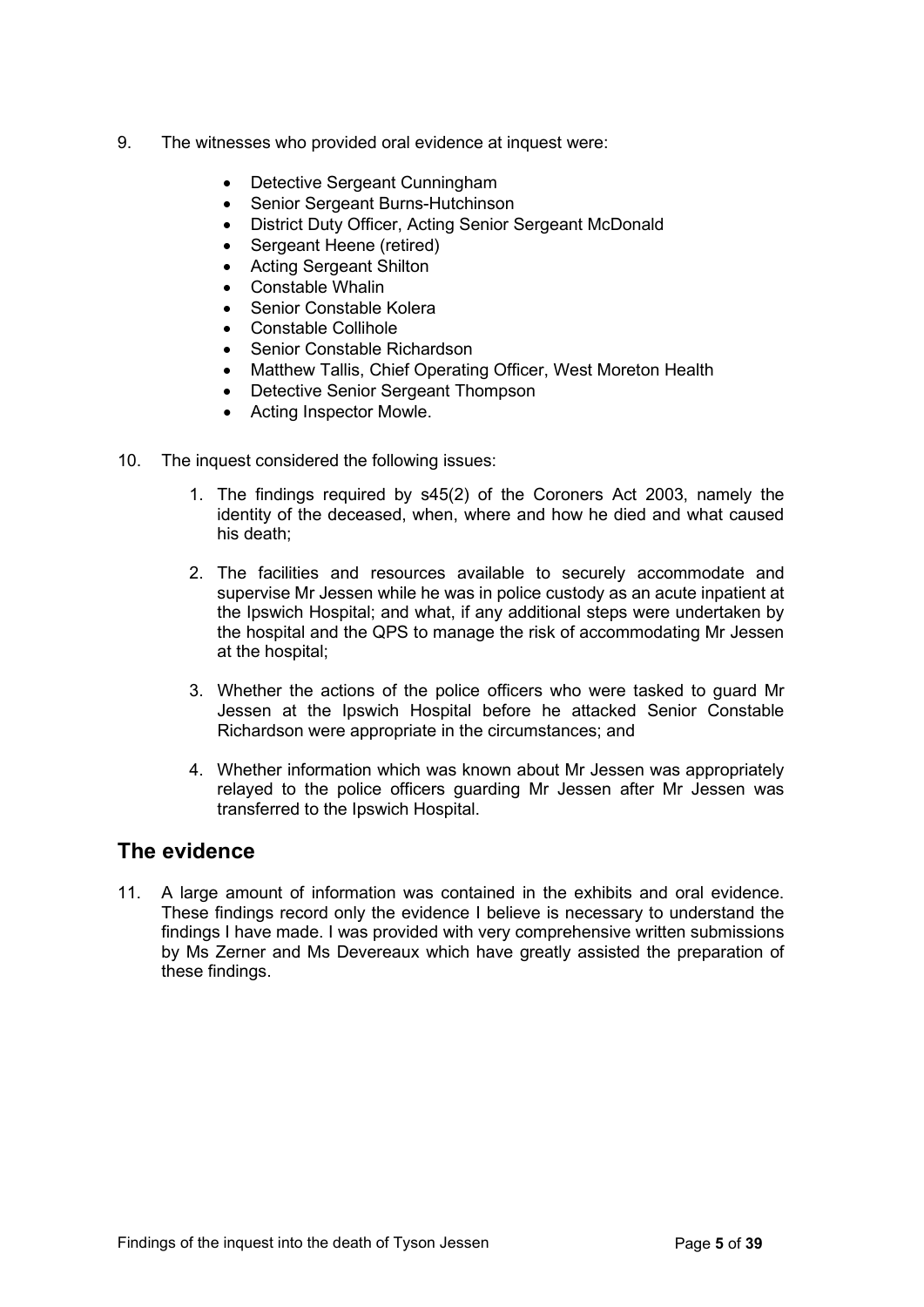9. The witnesses who provided oral evidence at inquest were:

    - Detective Sergeant Cunningham
    - Senior Sergeant Burns-Hutchinson
    - District Duty Officer, Acting Senior Sergeant McDonald
    - Sergeant Heene (retired)
    - Acting Sergeant Shilton
    - Constable Whalin
    - Senior Constable Kolera
    - Constable Collihole
    - Senior Constable Richardson
    - Matthew Tallis, Chief Operating Officer, West Moreton Health
    - Detective Senior Sergeant Thompson
    - Acting Inspector Mowle.

10. The inquest considered the following issues:

    1. The findings required by s45(2) of the Coroners Act 2003, namely the identity of the deceased, when, where and how he died and what caused his death;

    2. The facilities and resources available to securely accommodate and supervise Mr Jessen while he was in police custody as an acute inpatient at the Ipswich Hospital; and what, if any additional steps were undertaken by the hospital and the QPS to manage the risk of accommodating Mr Jessen at the hospital;

    3. Whether the actions of the police officers who were tasked to guard Mr Jessen at the Ipswich Hospital before he attacked Senior Constable Richardson were appropriate in the circumstances; and

    4. Whether information which was known about Mr Jessen was appropriately relayed to the police officers guarding Mr Jessen after Mr Jessen was transferred to the Ipswich Hospital.

## The evidence

11. A large amount of information was contained in the exhibits and oral evidence. These findings record only the evidence I believe is necessary to understand the findings I have made. I was provided with very comprehensive written submissions by Ms Zerner and Ms Devereaux which have greatly assisted the preparation of these findings.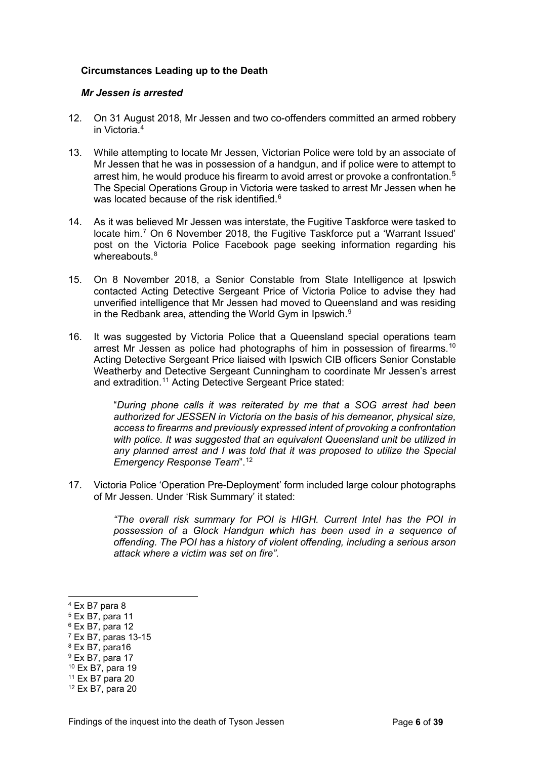**Circumstances Leading up to the Death**

***Mr Jessen is arrested***

12. On 31 August 2018, Mr Jessen and two co-offenders committed an armed robbery in Victoria.[4]

13. While attempting to locate Mr Jessen, Victorian Police were told by an associate of Mr Jessen that he was in possession of a handgun, and if police were to attempt to arrest him, he would produce his firearm to avoid arrest or provoke a confrontation.[5] The Special Operations Group in Victoria were tasked to arrest Mr Jessen when he was located because of the risk identified.[6]

14. As it was believed Mr Jessen was interstate, the Fugitive Taskforce were tasked to locate him.[7] On 6 November 2018, the Fugitive Taskforce put a 'Warrant Issued' post on the Victoria Police Facebook page seeking information regarding his whereabouts.[8]

15. On 8 November 2018, a Senior Constable from State Intelligence at Ipswich contacted Acting Detective Sergeant Price of Victoria Police to advise they had unverified intelligence that Mr Jessen had moved to Queensland and was residing in the Redbank area, attending the World Gym in Ipswich.[9]

16. It was suggested by Victoria Police that a Queensland special operations team arrest Mr Jessen as police had photographs of him in possession of firearms.[10] Acting Detective Sergeant Price liaised with Ipswich CIB officers Senior Constable Weatherby and Detective Sergeant Cunningham to coordinate Mr Jessen's arrest and extradition.[11] Acting Detective Sergeant Price stated:

> "*During phone calls it was reiterated by me that a SOG arrest had been authorized for JESSEN in Victoria on the basis of his demeanor, physical size, access to firearms and previously expressed intent of provoking a confrontation with police. It was suggested that an equivalent Queensland unit be utilized in any planned arrest and I was told that it was proposed to utilize the Special Emergency Response Team*".[12]

17. Victoria Police 'Operation Pre-Deployment' form included large colour photographs of Mr Jessen. Under 'Risk Summary' it stated:

> *"The overall risk summary for POI is HIGH. Current Intel has the POI in possession of a Glock Handgun which has been used in a sequence of offending. The POI has a history of violent offending, including a serious arson attack where a victim was set on fire".*

---

[4] Ex B7 para 8
[5] Ex B7, para 11
[6] Ex B7, para 12
[7] Ex B7, paras 13-15
[8] Ex B7, para16
[9] Ex B7, para 17
[10] Ex B7, para 19
[11] Ex B7 para 20
[12] Ex B7, para 20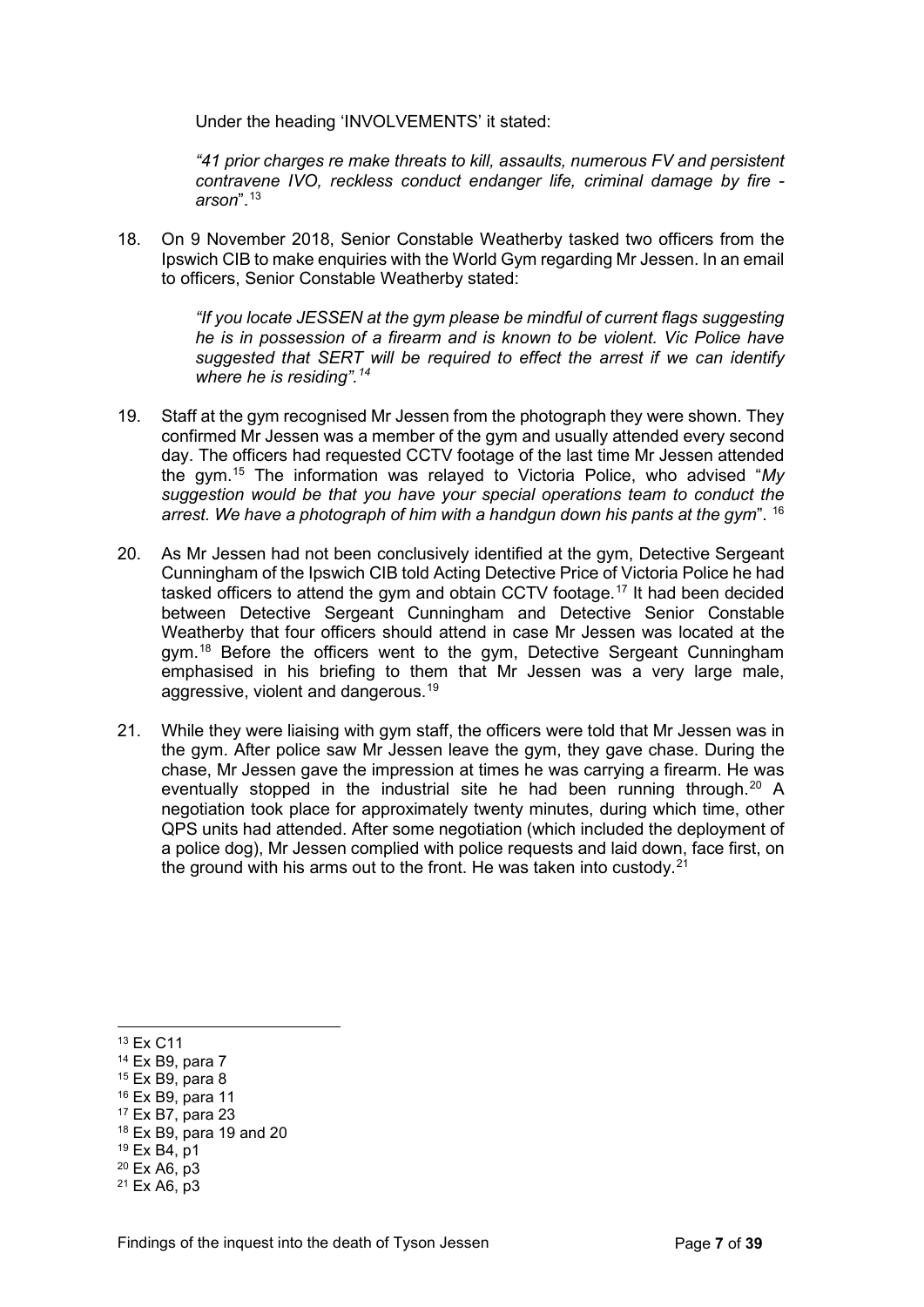Under the heading 'INVOLVEMENTS' it stated:

> *"41 prior charges re make threats to kill, assaults, numerous FV and persistent contravene IVO, reckless conduct endanger life, criminal damage by fire - arson*".[13]

18. On 9 November 2018, Senior Constable Weatherby tasked two officers from the Ipswich CIB to make enquiries with the World Gym regarding Mr Jessen. In an email to officers, Senior Constable Weatherby stated:

    > *"If you locate JESSEN at the gym please be mindful of current flags suggesting he is in possession of a firearm and is known to be violent. Vic Police have suggested that SERT will be required to effect the arrest if we can identify where he is residing".[14]*

19. Staff at the gym recognised Mr Jessen from the photograph they were shown. They confirmed Mr Jessen was a member of the gym and usually attended every second day. The officers had requested CCTV footage of the last time Mr Jessen attended the gym.[15] The information was relayed to Victoria Police, who advised "*My suggestion would be that you have your special operations team to conduct the arrest. We have a photograph of him with a handgun down his pants at the gym*". [16]

20. As Mr Jessen had not been conclusively identified at the gym, Detective Sergeant Cunningham of the Ipswich CIB told Acting Detective Price of Victoria Police he had tasked officers to attend the gym and obtain CCTV footage.[17] It had been decided between Detective Sergeant Cunningham and Detective Senior Constable Weatherby that four officers should attend in case Mr Jessen was located at the gym.[18] Before the officers went to the gym, Detective Sergeant Cunningham emphasised in his briefing to them that Mr Jessen was a very large male, aggressive, violent and dangerous.[19]

21. While they were liaising with gym staff, the officers were told that Mr Jessen was in the gym. After police saw Mr Jessen leave the gym, they gave chase. During the chase, Mr Jessen gave the impression at times he was carrying a firearm. He was eventually stopped in the industrial site he had been running through.[20] A negotiation took place for approximately twenty minutes, during which time, other QPS units had attended. After some negotiation (which included the deployment of a police dog), Mr Jessen complied with police requests and laid down, face first, on the ground with his arms out to the front. He was taken into custody.[21]

---

[13] Ex C11
[14] Ex B9, para 7
[15] Ex B9, para 8
[16] Ex B9, para 11
[17] Ex B7, para 23
[18] Ex B9, para 19 and 20
[19] Ex B4, p1
[20] Ex A6, p3
[21] Ex A6, p3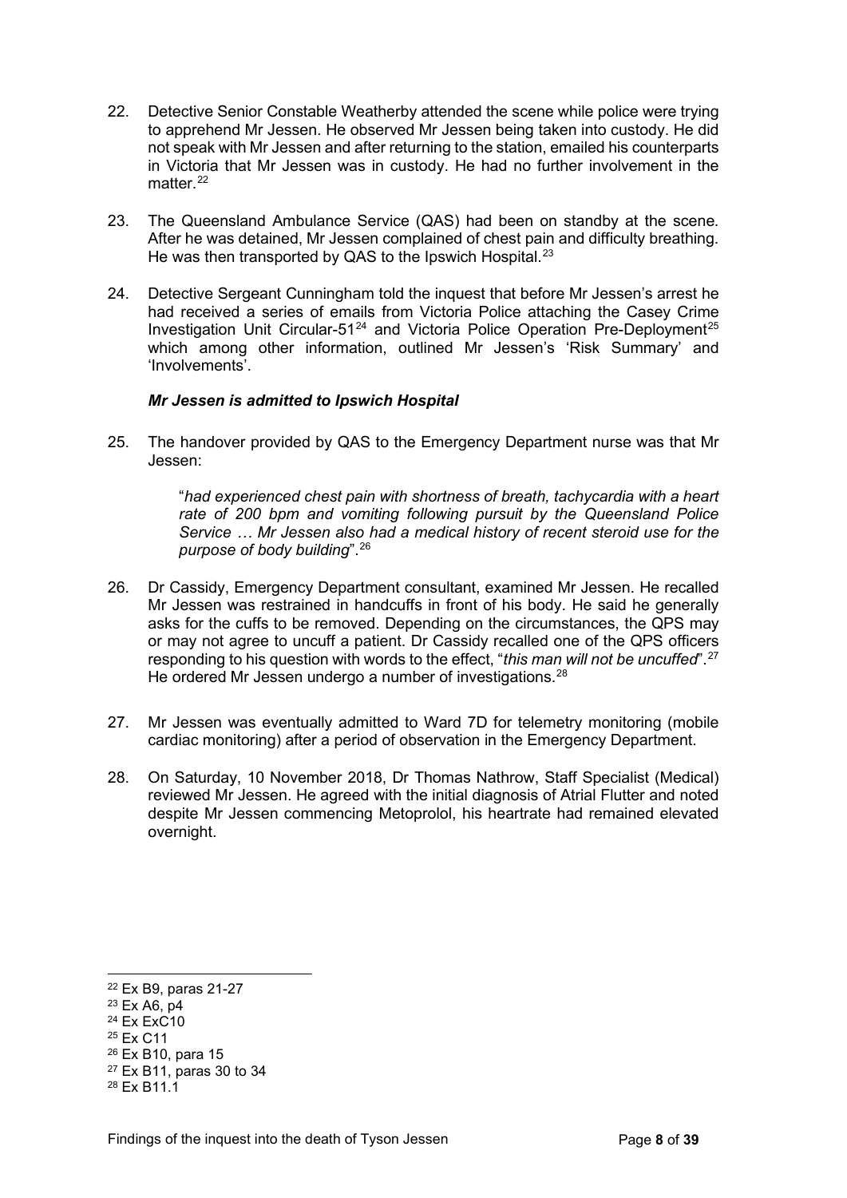22. Detective Senior Constable Weatherby attended the scene while police were trying to apprehend Mr Jessen. He observed Mr Jessen being taken into custody. He did not speak with Mr Jessen and after returning to the station, emailed his counterparts in Victoria that Mr Jessen was in custody. He had no further involvement in the matter.[22]

23. The Queensland Ambulance Service (QAS) had been on standby at the scene. After he was detained, Mr Jessen complained of chest pain and difficulty breathing. He was then transported by QAS to the Ipswich Hospital.[23]

24. Detective Sergeant Cunningham told the inquest that before Mr Jessen's arrest he had received a series of emails from Victoria Police attaching the Casey Crime Investigation Unit Circular-51[24] and Victoria Police Operation Pre-Deployment[25] which among other information, outlined Mr Jessen's 'Risk Summary' and 'Involvements'.

***Mr Jessen is admitted to Ipswich Hospital***

25. The handover provided by QAS to the Emergency Department nurse was that Mr Jessen:

> "*had experienced chest pain with shortness of breath, tachycardia with a heart rate of 200 bpm and vomiting following pursuit by the Queensland Police Service … Mr Jessen also had a medical history of recent steroid use for the purpose of body building*".[26]

26. Dr Cassidy, Emergency Department consultant, examined Mr Jessen. He recalled Mr Jessen was restrained in handcuffs in front of his body. He said he generally asks for the cuffs to be removed. Depending on the circumstances, the QPS may or may not agree to uncuff a patient. Dr Cassidy recalled one of the QPS officers responding to his question with words to the effect, "*this man will not be uncuffed*".[27] He ordered Mr Jessen undergo a number of investigations.[28]

27. Mr Jessen was eventually admitted to Ward 7D for telemetry monitoring (mobile cardiac monitoring) after a period of observation in the Emergency Department.

28. On Saturday, 10 November 2018, Dr Thomas Nathrow, Staff Specialist (Medical) reviewed Mr Jessen. He agreed with the initial diagnosis of Atrial Flutter and noted despite Mr Jessen commencing Metoprolol, his heartrate had remained elevated overnight.

---

[22] Ex B9, paras 21-27
[23] Ex A6, p4
[24] Ex ExC10
[25] Ex C11
[26] Ex B10, para 15
[27] Ex B11, paras 30 to 34
[28] Ex B11.1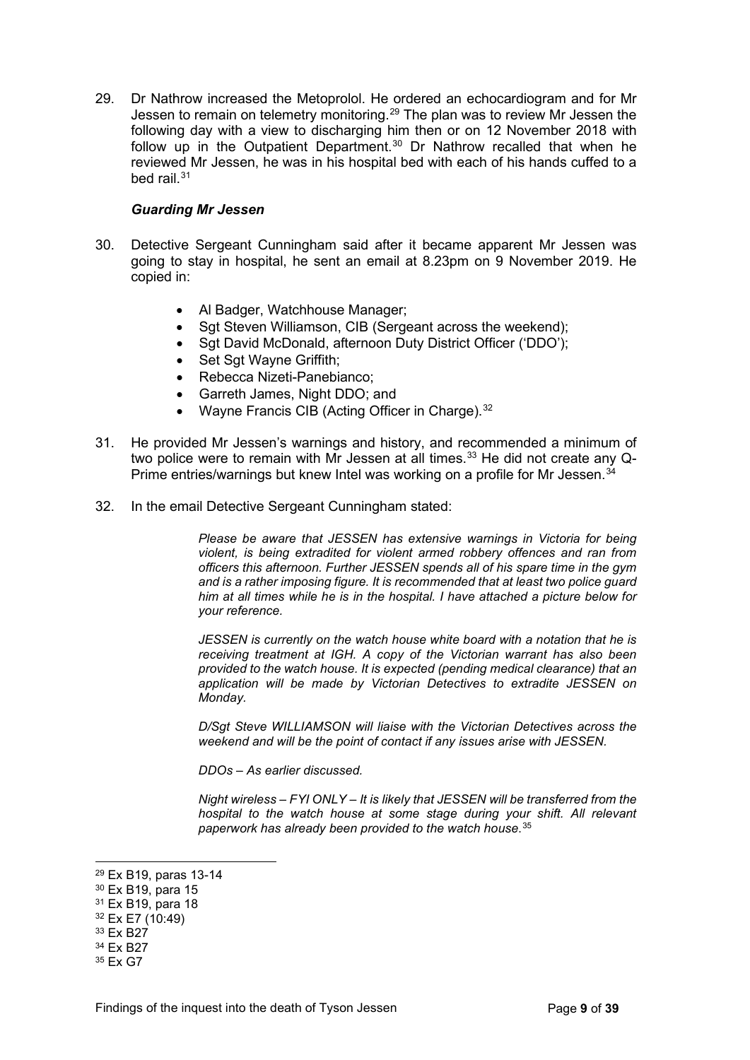29. Dr Nathrow increased the Metoprolol. He ordered an echocardiogram and for Mr Jessen to remain on telemetry monitoring.[29] The plan was to review Mr Jessen the following day with a view to discharging him then or on 12 November 2018 with follow up in the Outpatient Department.[30] Dr Nathrow recalled that when he reviewed Mr Jessen, he was in his hospital bed with each of his hands cuffed to a bed rail.[31]

### *Guarding Mr Jessen*

30. Detective Sergeant Cunningham said after it became apparent Mr Jessen was going to stay in hospital, he sent an email at 8.23pm on 9 November 2019. He copied in:

    - Al Badger, Watchhouse Manager;
    - Sgt Steven Williamson, CIB (Sergeant across the weekend);
    - Sgt David McDonald, afternoon Duty District Officer ('DDO');
    - Set Sgt Wayne Griffith;
    - Rebecca Nizeti-Panebianco;
    - Garreth James, Night DDO; and
    - Wayne Francis CIB (Acting Officer in Charge).[32]

31. He provided Mr Jessen's warnings and history, and recommended a minimum of two police were to remain with Mr Jessen at all times.[33] He did not create any Q-Prime entries/warnings but knew Intel was working on a profile for Mr Jessen.[34]

32. In the email Detective Sergeant Cunningham stated:

> *Please be aware that JESSEN has extensive warnings in Victoria for being violent, is being extradited for violent armed robbery offences and ran from officers this afternoon. Further JESSEN spends all of his spare time in the gym and is a rather imposing figure. It is recommended that at least two police guard him at all times while he is in the hospital. I have attached a picture below for your reference.*
>
> *JESSEN is currently on the watch house white board with a notation that he is receiving treatment at IGH. A copy of the Victorian warrant has also been provided to the watch house. It is expected (pending medical clearance) that an application will be made by Victorian Detectives to extradite JESSEN on Monday.*
>
> *D/Sgt Steve WILLIAMSON will liaise with the Victorian Detectives across the weekend and will be the point of contact if any issues arise with JESSEN.*
>
> *DDOs – As earlier discussed.*
>
> *Night wireless – FYI ONLY – It is likely that JESSEN will be transferred from the hospital to the watch house at some stage during your shift. All relevant paperwork has already been provided to the watch house.*[35]

---

[29] Ex B19, paras 13-14
[30] Ex B19, para 15
[31] Ex B19, para 18
[32] Ex E7 (10:49)
[33] Ex B27
[34] Ex B27
[35] Ex G7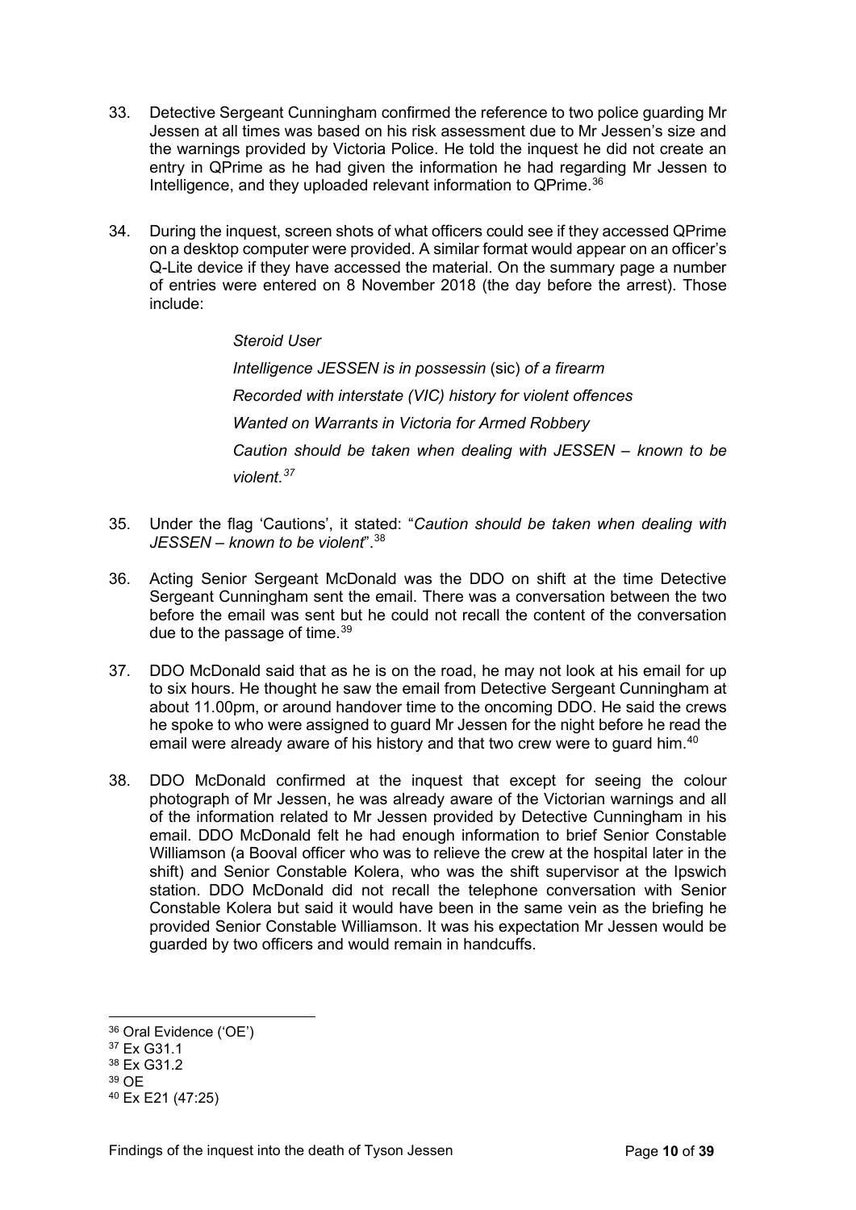33. Detective Sergeant Cunningham confirmed the reference to two police guarding Mr Jessen at all times was based on his risk assessment due to Mr Jessen's size and the warnings provided by Victoria Police. He told the inquest he did not create an entry in QPrime as he had given the information he had regarding Mr Jessen to Intelligence, and they uploaded relevant information to QPrime.[36]

34. During the inquest, screen shots of what officers could see if they accessed QPrime on a desktop computer were provided. A similar format would appear on an officer's Q-Lite device if they have accessed the material. On the summary page a number of entries were entered on 8 November 2018 (the day before the arrest). Those include:

    > *Steroid User*
    >
    > *Intelligence JESSEN is in possessin* (sic) *of a firearm*
    >
    > *Recorded with interstate (VIC) history for violent offences*
    >
    > *Wanted on Warrants in Victoria for Armed Robbery*
    >
    > *Caution should be taken when dealing with JESSEN – known to be violent.*[37]

35. Under the flag 'Cautions', it stated: "*Caution should be taken when dealing with JESSEN – known to be violent*".[38]

36. Acting Senior Sergeant McDonald was the DDO on shift at the time Detective Sergeant Cunningham sent the email. There was a conversation between the two before the email was sent but he could not recall the content of the conversation due to the passage of time.[39]

37. DDO McDonald said that as he is on the road, he may not look at his email for up to six hours. He thought he saw the email from Detective Sergeant Cunningham at about 11.00pm, or around handover time to the oncoming DDO. He said the crews he spoke to who were assigned to guard Mr Jessen for the night before he read the email were already aware of his history and that two crew were to guard him.[40]

38. DDO McDonald confirmed at the inquest that except for seeing the colour photograph of Mr Jessen, he was already aware of the Victorian warnings and all of the information related to Mr Jessen provided by Detective Cunningham in his email. DDO McDonald felt he had enough information to brief Senior Constable Williamson (a Booval officer who was to relieve the crew at the hospital later in the shift) and Senior Constable Kolera, who was the shift supervisor at the Ipswich station. DDO McDonald did not recall the telephone conversation with Senior Constable Kolera but said it would have been in the same vein as the briefing he provided Senior Constable Williamson. It was his expectation Mr Jessen would be guarded by two officers and would remain in handcuffs.

---

[36] Oral Evidence ('OE')

[37] Ex G31.1

[38] Ex G31.2

[39] OE

[40] Ex E21 (47:25)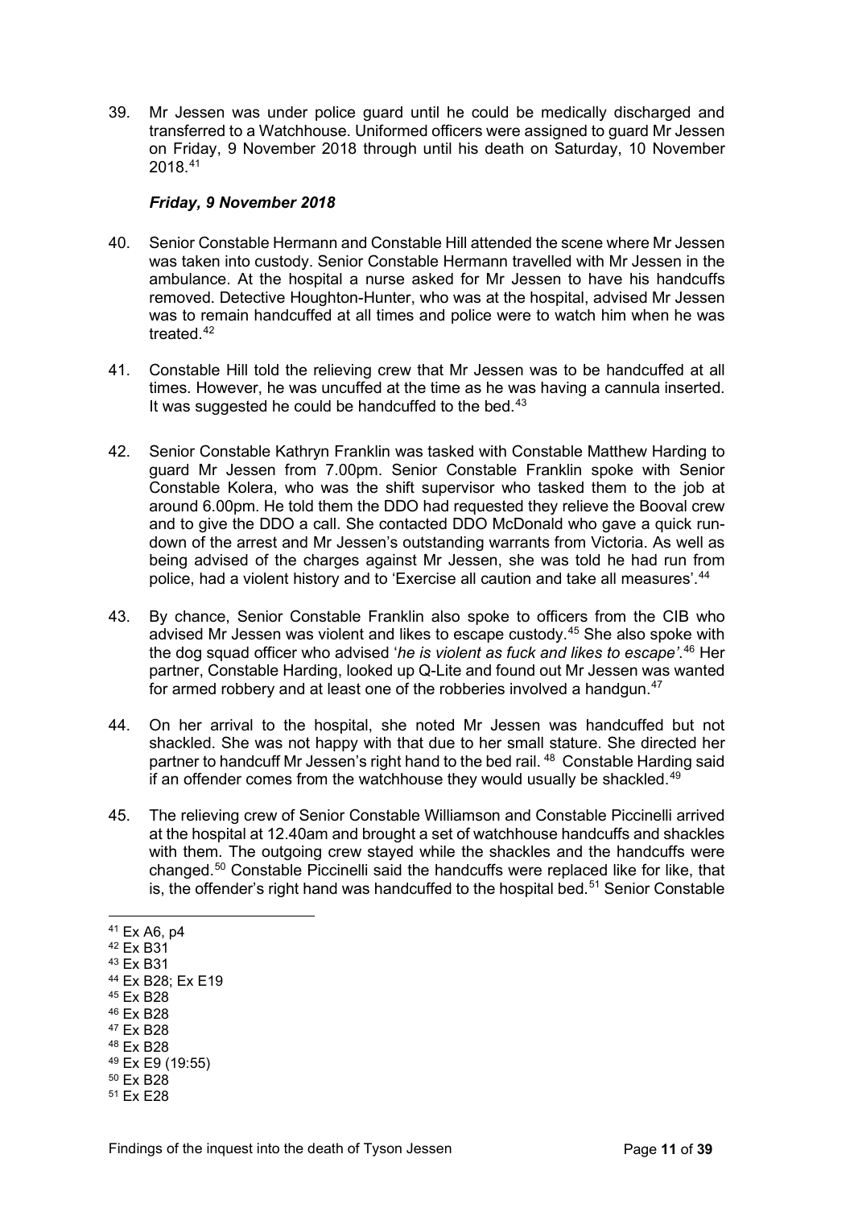39. Mr Jessen was under police guard until he could be medically discharged and transferred to a Watchhouse. Uniformed officers were assigned to guard Mr Jessen on Friday, 9 November 2018 through until his death on Saturday, 10 November 2018.[41]

### *Friday, 9 November 2018*

40. Senior Constable Hermann and Constable Hill attended the scene where Mr Jessen was taken into custody. Senior Constable Hermann travelled with Mr Jessen in the ambulance. At the hospital a nurse asked for Mr Jessen to have his handcuffs removed. Detective Houghton-Hunter, who was at the hospital, advised Mr Jessen was to remain handcuffed at all times and police were to watch him when he was treated.[42]

41. Constable Hill told the relieving crew that Mr Jessen was to be handcuffed at all times. However, he was uncuffed at the time as he was having a cannula inserted. It was suggested he could be handcuffed to the bed.[43]

42. Senior Constable Kathryn Franklin was tasked with Constable Matthew Harding to guard Mr Jessen from 7.00pm. Senior Constable Franklin spoke with Senior Constable Kolera, who was the shift supervisor who tasked them to the job at around 6.00pm. He told them the DDO had requested they relieve the Booval crew and to give the DDO a call. She contacted DDO McDonald who gave a quick run-down of the arrest and Mr Jessen's outstanding warrants from Victoria. As well as being advised of the charges against Mr Jessen, she was told he had run from police, had a violent history and to 'Exercise all caution and take all measures'.[44]

43. By chance, Senior Constable Franklin also spoke to officers from the CIB who advised Mr Jessen was violent and likes to escape custody.[45] She also spoke with the dog squad officer who advised '*he is violent as fuck and likes to escape'*.[46] Her partner, Constable Harding, looked up Q-Lite and found out Mr Jessen was wanted for armed robbery and at least one of the robberies involved a handgun.[47]

44. On her arrival to the hospital, she noted Mr Jessen was handcuffed but not shackled. She was not happy with that due to her small stature. She directed her partner to handcuff Mr Jessen's right hand to the bed rail.[48] Constable Harding said if an offender comes from the watchhouse they would usually be shackled.[49]

45. The relieving crew of Senior Constable Williamson and Constable Piccinelli arrived at the hospital at 12.40am and brought a set of watchhouse handcuffs and shackles with them. The outgoing crew stayed while the shackles and the handcuffs were changed.[50] Constable Piccinelli said the handcuffs were replaced like for like, that is, the offender's right hand was handcuffed to the hospital bed.[51] Senior Constable

---

[41] Ex A6, p4
[42] Ex B31
[43] Ex B31
[44] Ex B28; Ex E19
[45] Ex B28
[46] Ex B28
[47] Ex B28
[48] Ex B28
[49] Ex E9 (19:55)
[50] Ex B28
[51] Ex E28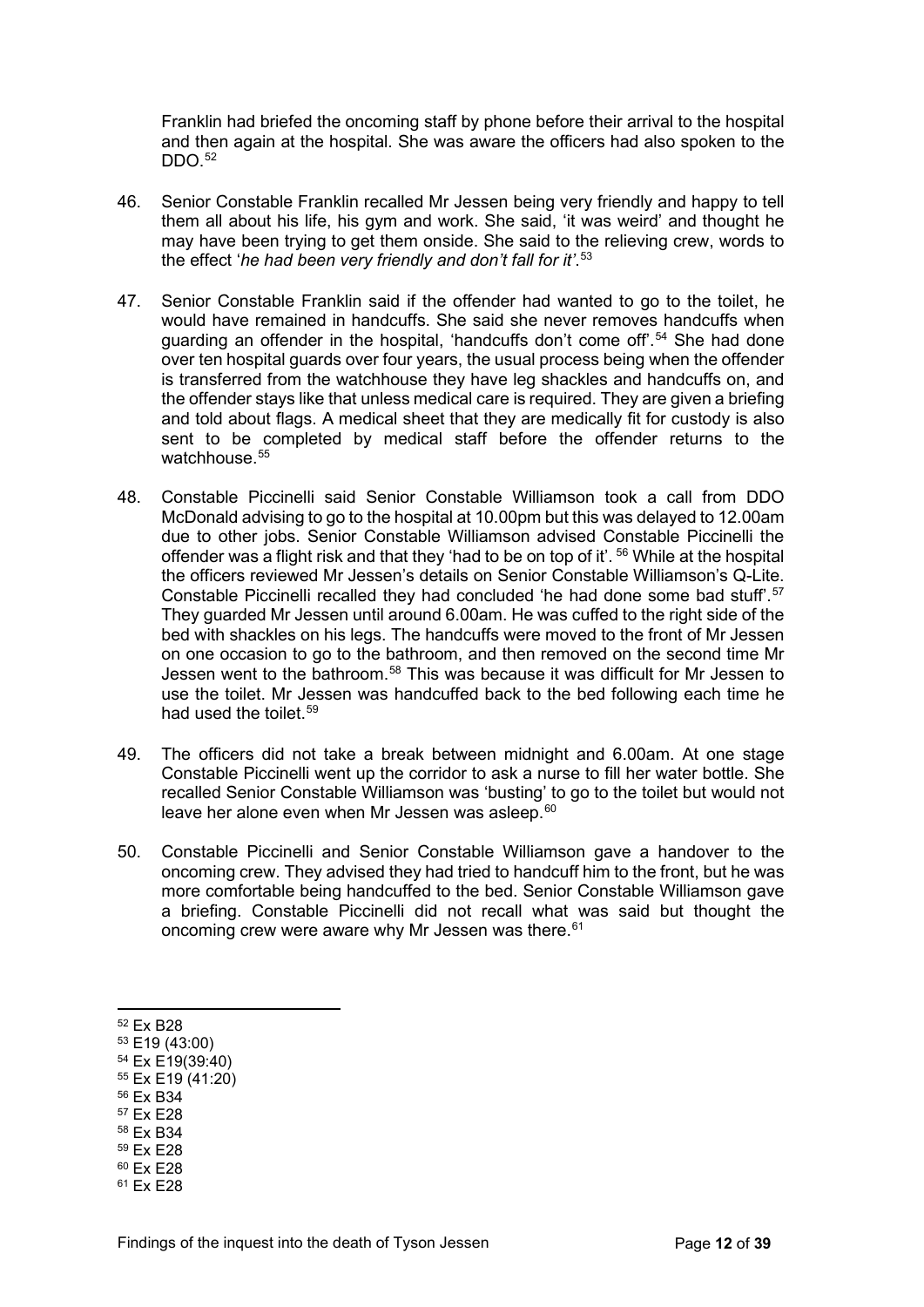Franklin had briefed the oncoming staff by phone before their arrival to the hospital and then again at the hospital. She was aware the officers had also spoken to the DDO.[52]

46. Senior Constable Franklin recalled Mr Jessen being very friendly and happy to tell them all about his life, his gym and work. She said, 'it was weird' and thought he may have been trying to get them onside. She said to the relieving crew, words to the effect '*he had been very friendly and don't fall for it'*.[53]

47. Senior Constable Franklin said if the offender had wanted to go to the toilet, he would have remained in handcuffs. She said she never removes handcuffs when guarding an offender in the hospital, 'handcuffs don't come off'.[54] She had done over ten hospital guards over four years, the usual process being when the offender is transferred from the watchhouse they have leg shackles and handcuffs on, and the offender stays like that unless medical care is required. They are given a briefing and told about flags. A medical sheet that they are medically fit for custody is also sent to be completed by medical staff before the offender returns to the watchhouse.[55]

48. Constable Piccinelli said Senior Constable Williamson took a call from DDO McDonald advising to go to the hospital at 10.00pm but this was delayed to 12.00am due to other jobs. Senior Constable Williamson advised Constable Piccinelli the offender was a flight risk and that they 'had to be on top of it'.[56] While at the hospital the officers reviewed Mr Jessen's details on Senior Constable Williamson's Q-Lite. Constable Piccinelli recalled they had concluded 'he had done some bad stuff'.[57] They guarded Mr Jessen until around 6.00am. He was cuffed to the right side of the bed with shackles on his legs. The handcuffs were moved to the front of Mr Jessen on one occasion to go to the bathroom, and then removed on the second time Mr Jessen went to the bathroom.[58] This was because it was difficult for Mr Jessen to use the toilet. Mr Jessen was handcuffed back to the bed following each time he had used the toilet.[59]

49. The officers did not take a break between midnight and 6.00am. At one stage Constable Piccinelli went up the corridor to ask a nurse to fill her water bottle. She recalled Senior Constable Williamson was 'busting' to go to the toilet but would not leave her alone even when Mr Jessen was asleep.[60]

50. Constable Piccinelli and Senior Constable Williamson gave a handover to the oncoming crew. They advised they had tried to handcuff him to the front, but he was more comfortable being handcuffed to the bed. Senior Constable Williamson gave a briefing. Constable Piccinelli did not recall what was said but thought the oncoming crew were aware why Mr Jessen was there.[61]

---

[52] Ex B28
[53] E19 (43:00)
[54] Ex E19(39:40)
[55] Ex E19 (41:20)
[56] Ex B34
[57] Ex E28
[58] Ex B34
[59] Ex E28
[60] Ex E28
[61] Ex E28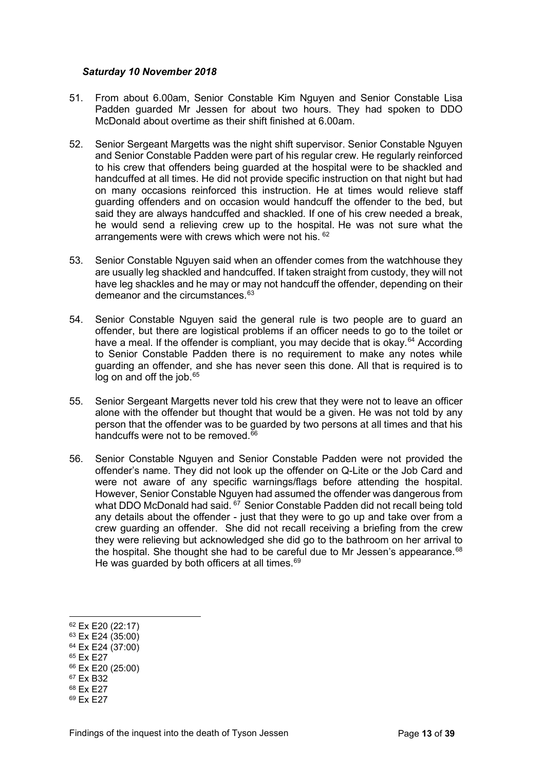### *Saturday 10 November 2018*

51. From about 6.00am, Senior Constable Kim Nguyen and Senior Constable Lisa Padden guarded Mr Jessen for about two hours. They had spoken to DDO McDonald about overtime as their shift finished at 6.00am.

52. Senior Sergeant Margetts was the night shift supervisor. Senior Constable Nguyen and Senior Constable Padden were part of his regular crew. He regularly reinforced to his crew that offenders being guarded at the hospital were to be shackled and handcuffed at all times. He did not provide specific instruction on that night but had on many occasions reinforced this instruction. He at times would relieve staff guarding offenders and on occasion would handcuff the offender to the bed, but said they are always handcuffed and shackled. If one of his crew needed a break, he would send a relieving crew up to the hospital. He was not sure what the arrangements were with crews which were not his.[62]

53. Senior Constable Nguyen said when an offender comes from the watchhouse they are usually leg shackled and handcuffed. If taken straight from custody, they will not have leg shackles and he may or may not handcuff the offender, depending on their demeanor and the circumstances.[63]

54. Senior Constable Nguyen said the general rule is two people are to guard an offender, but there are logistical problems if an officer needs to go to the toilet or have a meal. If the offender is compliant, you may decide that is okay.[64] According to Senior Constable Padden there is no requirement to make any notes while guarding an offender, and she has never seen this done. All that is required is to log on and off the job.[65]

55. Senior Sergeant Margetts never told his crew that they were not to leave an officer alone with the offender but thought that would be a given. He was not told by any person that the offender was to be guarded by two persons at all times and that his handcuffs were not to be removed.[66]

56. Senior Constable Nguyen and Senior Constable Padden were not provided the offender's name. They did not look up the offender on Q-Lite or the Job Card and were not aware of any specific warnings/flags before attending the hospital. However, Senior Constable Nguyen had assumed the offender was dangerous from what DDO McDonald had said.[67] Senior Constable Padden did not recall being told any details about the offender - just that they were to go up and take over from a crew guarding an offender. She did not recall receiving a briefing from the crew they were relieving but acknowledged she did go to the bathroom on her arrival to the hospital. She thought she had to be careful due to Mr Jessen's appearance.[68] He was guarded by both officers at all times.[69]

---

[62] Ex E20 (22:17)
[63] Ex E24 (35:00)
[64] Ex E24 (37:00)
[65] Ex E27
[66] Ex E20 (25:00)
[67] Ex B32
[68] Ex E27
[69] Ex E27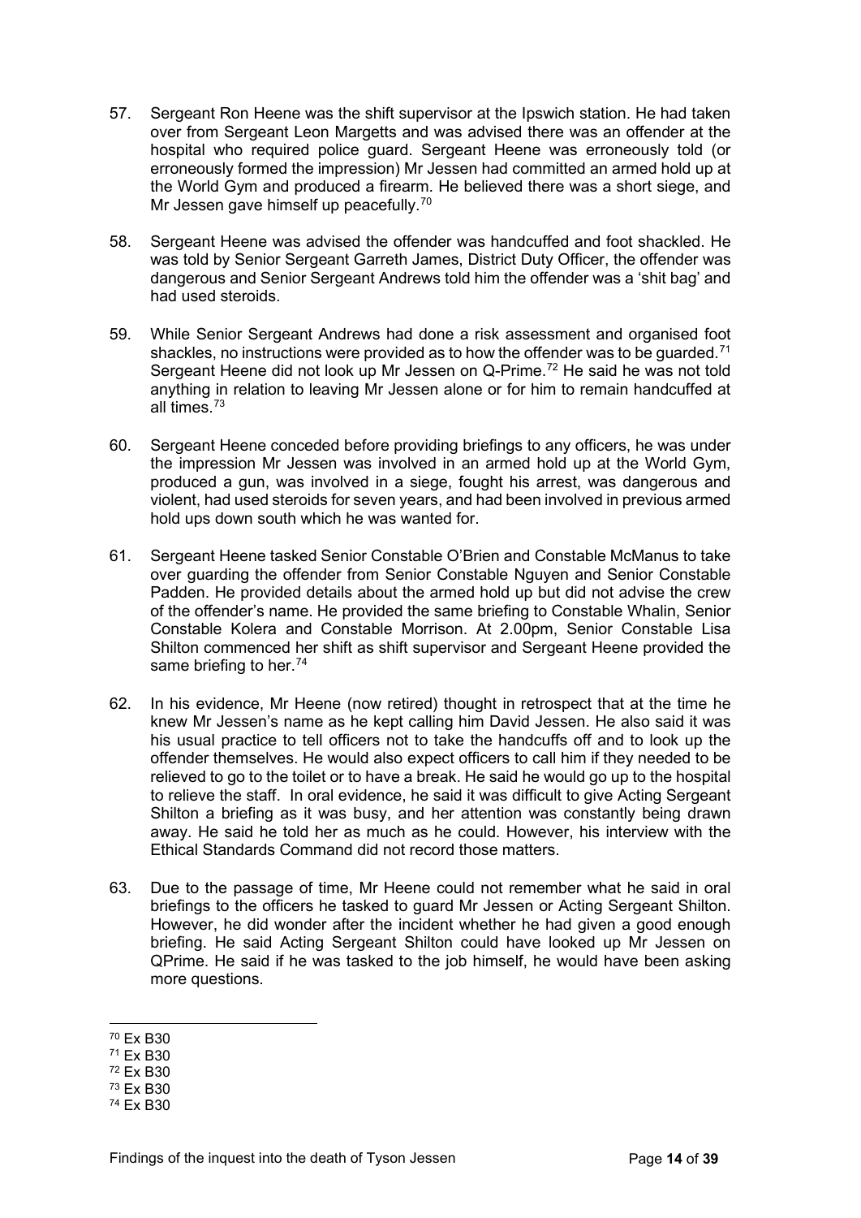57. Sergeant Ron Heene was the shift supervisor at the Ipswich station. He had taken over from Sergeant Leon Margetts and was advised there was an offender at the hospital who required police guard. Sergeant Heene was erroneously told (or erroneously formed the impression) Mr Jessen had committed an armed hold up at the World Gym and produced a firearm. He believed there was a short siege, and Mr Jessen gave himself up peacefully.[70]

58. Sergeant Heene was advised the offender was handcuffed and foot shackled. He was told by Senior Sergeant Garreth James, District Duty Officer, the offender was dangerous and Senior Sergeant Andrews told him the offender was a 'shit bag' and had used steroids.

59. While Senior Sergeant Andrews had done a risk assessment and organised foot shackles, no instructions were provided as to how the offender was to be guarded.[71] Sergeant Heene did not look up Mr Jessen on Q-Prime.[72] He said he was not told anything in relation to leaving Mr Jessen alone or for him to remain handcuffed at all times.[73]

60. Sergeant Heene conceded before providing briefings to any officers, he was under the impression Mr Jessen was involved in an armed hold up at the World Gym, produced a gun, was involved in a siege, fought his arrest, was dangerous and violent, had used steroids for seven years, and had been involved in previous armed hold ups down south which he was wanted for.

61. Sergeant Heene tasked Senior Constable O'Brien and Constable McManus to take over guarding the offender from Senior Constable Nguyen and Senior Constable Padden. He provided details about the armed hold up but did not advise the crew of the offender's name. He provided the same briefing to Constable Whalin, Senior Constable Kolera and Constable Morrison. At 2.00pm, Senior Constable Lisa Shilton commenced her shift as shift supervisor and Sergeant Heene provided the same briefing to her.[74]

62. In his evidence, Mr Heene (now retired) thought in retrospect that at the time he knew Mr Jessen's name as he kept calling him David Jessen. He also said it was his usual practice to tell officers not to take the handcuffs off and to look up the offender themselves. He would also expect officers to call him if they needed to be relieved to go to the toilet or to have a break. He said he would go up to the hospital to relieve the staff. In oral evidence, he said it was difficult to give Acting Sergeant Shilton a briefing as it was busy, and her attention was constantly being drawn away. He said he told her as much as he could. However, his interview with the Ethical Standards Command did not record those matters.

63. Due to the passage of time, Mr Heene could not remember what he said in oral briefings to the officers he tasked to guard Mr Jessen or Acting Sergeant Shilton. However, he did wonder after the incident whether he had given a good enough briefing. He said Acting Sergeant Shilton could have looked up Mr Jessen on QPrime. He said if he was tasked to the job himself, he would have been asking more questions.

---

[70] Ex B30

[71] Ex B30

[72] Ex B30

[73] Ex B30

[74] Ex B30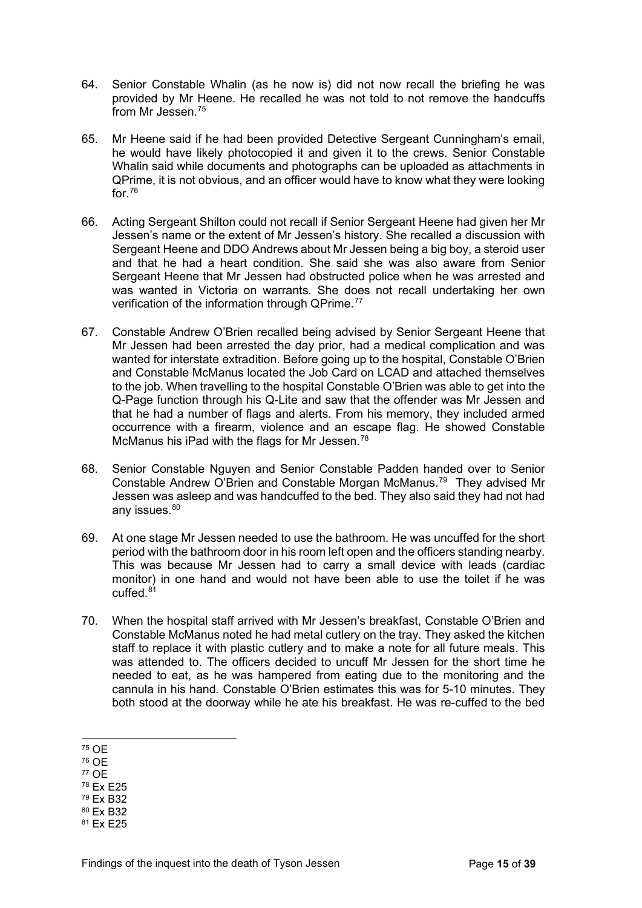64. Senior Constable Whalin (as he now is) did not now recall the briefing he was provided by Mr Heene. He recalled he was not told to not remove the handcuffs from Mr Jessen.[75]

65. Mr Heene said if he had been provided Detective Sergeant Cunningham's email, he would have likely photocopied it and given it to the crews. Senior Constable Whalin said while documents and photographs can be uploaded as attachments in QPrime, it is not obvious, and an officer would have to know what they were looking for.[76]

66. Acting Sergeant Shilton could not recall if Senior Sergeant Heene had given her Mr Jessen's name or the extent of Mr Jessen's history. She recalled a discussion with Sergeant Heene and DDO Andrews about Mr Jessen being a big boy, a steroid user and that he had a heart condition. She said she was also aware from Senior Sergeant Heene that Mr Jessen had obstructed police when he was arrested and was wanted in Victoria on warrants. She does not recall undertaking her own verification of the information through QPrime.[77]

67. Constable Andrew O'Brien recalled being advised by Senior Sergeant Heene that Mr Jessen had been arrested the day prior, had a medical complication and was wanted for interstate extradition. Before going up to the hospital, Constable O'Brien and Constable McManus located the Job Card on LCAD and attached themselves to the job. When travelling to the hospital Constable O'Brien was able to get into the Q-Page function through his Q-Lite and saw that the offender was Mr Jessen and that he had a number of flags and alerts. From his memory, they included armed occurrence with a firearm, violence and an escape flag. He showed Constable McManus his iPad with the flags for Mr Jessen.[78]

68. Senior Constable Nguyen and Senior Constable Padden handed over to Senior Constable Andrew O'Brien and Constable Morgan McManus.[79] They advised Mr Jessen was asleep and was handcuffed to the bed. They also said they had not had any issues.[80]

69. At one stage Mr Jessen needed to use the bathroom. He was uncuffed for the short period with the bathroom door in his room left open and the officers standing nearby. This was because Mr Jessen had to carry a small device with leads (cardiac monitor) in one hand and would not have been able to use the toilet if he was cuffed.[81]

70. When the hospital staff arrived with Mr Jessen's breakfast, Constable O'Brien and Constable McManus noted he had metal cutlery on the tray. They asked the kitchen staff to replace it with plastic cutlery and to make a note for all future meals. This was attended to. The officers decided to uncuff Mr Jessen for the short time he needed to eat, as he was hampered from eating due to the monitoring and the cannula in his hand. Constable O'Brien estimates this was for 5-10 minutes. They both stood at the doorway while he ate his breakfast. He was re-cuffed to the bed

---

[75] OE
[76] OE
[77] OE
[78] Ex E25
[79] Ex B32
[80] Ex B32
[81] Ex E25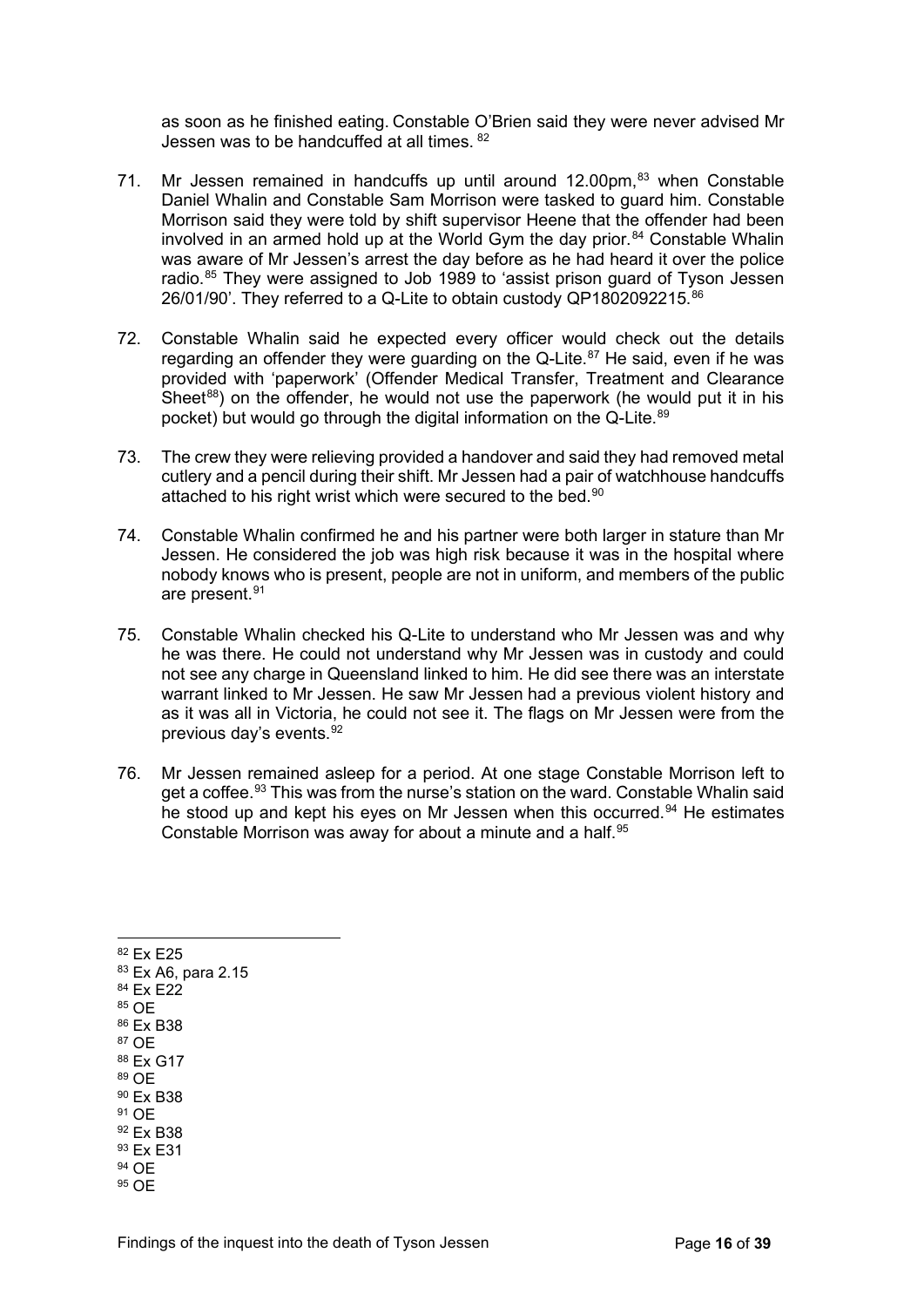as soon as he finished eating. Constable O'Brien said they were never advised Mr Jessen was to be handcuffed at all times. [82]

71. Mr Jessen remained in handcuffs up until around 12.00pm,[83] when Constable Daniel Whalin and Constable Sam Morrison were tasked to guard him. Constable Morrison said they were told by shift supervisor Heene that the offender had been involved in an armed hold up at the World Gym the day prior.[84] Constable Whalin was aware of Mr Jessen's arrest the day before as he had heard it over the police radio.[85] They were assigned to Job 1989 to 'assist prison guard of Tyson Jessen 26/01/90'. They referred to a Q-Lite to obtain custody QP1802092215.[86]

72. Constable Whalin said he expected every officer would check out the details regarding an offender they were guarding on the Q-Lite.[87] He said, even if he was provided with 'paperwork' (Offender Medical Transfer, Treatment and Clearance Sheet[88]) on the offender, he would not use the paperwork (he would put it in his pocket) but would go through the digital information on the Q-Lite.[89]

73. The crew they were relieving provided a handover and said they had removed metal cutlery and a pencil during their shift. Mr Jessen had a pair of watchhouse handcuffs attached to his right wrist which were secured to the bed.[90]

74. Constable Whalin confirmed he and his partner were both larger in stature than Mr Jessen. He considered the job was high risk because it was in the hospital where nobody knows who is present, people are not in uniform, and members of the public are present.[91]

75. Constable Whalin checked his Q-Lite to understand who Mr Jessen was and why he was there. He could not understand why Mr Jessen was in custody and could not see any charge in Queensland linked to him. He did see there was an interstate warrant linked to Mr Jessen. He saw Mr Jessen had a previous violent history and as it was all in Victoria, he could not see it. The flags on Mr Jessen were from the previous day's events.[92]

76. Mr Jessen remained asleep for a period. At one stage Constable Morrison left to get a coffee.[93] This was from the nurse's station on the ward. Constable Whalin said he stood up and kept his eyes on Mr Jessen when this occurred.[94] He estimates Constable Morrison was away for about a minute and a half.[95]

---

[82] Ex E25
[83] Ex A6, para 2.15
[84] Ex E22
[85] OE
[86] Ex B38
[87] OE
[88] Ex G17
[89] OE
[90] Ex B38
[91] OE
[92] Ex B38
[93] Ex E31
[94] OE
[95] OE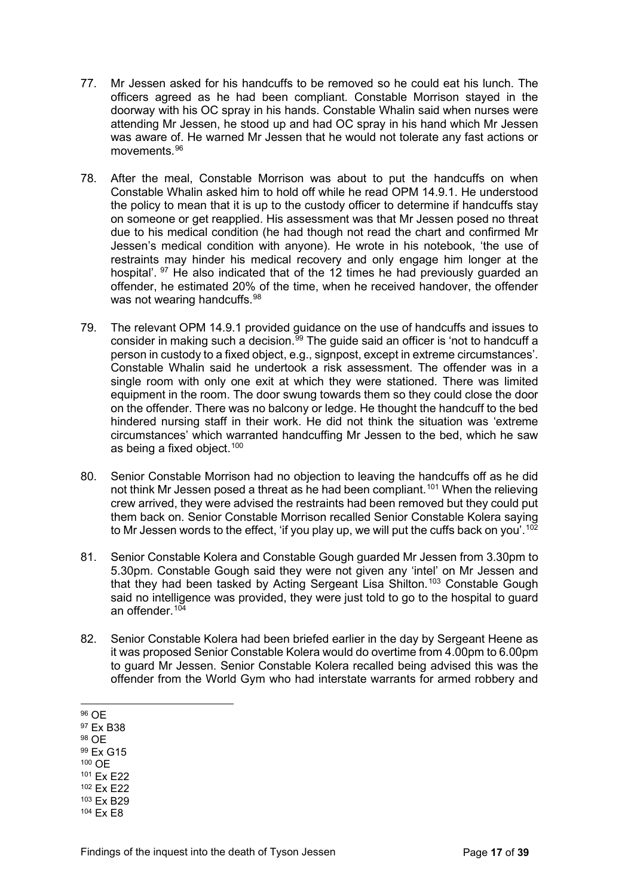77. Mr Jessen asked for his handcuffs to be removed so he could eat his lunch. The officers agreed as he had been compliant. Constable Morrison stayed in the doorway with his OC spray in his hands. Constable Whalin said when nurses were attending Mr Jessen, he stood up and had OC spray in his hand which Mr Jessen was aware of. He warned Mr Jessen that he would not tolerate any fast actions or movements.[96]

78. After the meal, Constable Morrison was about to put the handcuffs on when Constable Whalin asked him to hold off while he read OPM 14.9.1. He understood the policy to mean that it is up to the custody officer to determine if handcuffs stay on someone or get reapplied. His assessment was that Mr Jessen posed no threat due to his medical condition (he had though not read the chart and confirmed Mr Jessen's medical condition with anyone). He wrote in his notebook, 'the use of restraints may hinder his medical recovery and only engage him longer at the hospital'.[97] He also indicated that of the 12 times he had previously guarded an offender, he estimated 20% of the time, when he received handover, the offender was not wearing handcuffs.[98]

79. The relevant OPM 14.9.1 provided guidance on the use of handcuffs and issues to consider in making such a decision.[99] The guide said an officer is 'not to handcuff a person in custody to a fixed object, e.g., signpost, except in extreme circumstances'. Constable Whalin said he undertook a risk assessment. The offender was in a single room with only one exit at which they were stationed. There was limited equipment in the room. The door swung towards them so they could close the door on the offender. There was no balcony or ledge. He thought the handcuff to the bed hindered nursing staff in their work. He did not think the situation was 'extreme circumstances' which warranted handcuffing Mr Jessen to the bed, which he saw as being a fixed object.[100]

80. Senior Constable Morrison had no objection to leaving the handcuffs off as he did not think Mr Jessen posed a threat as he had been compliant.[101] When the relieving crew arrived, they were advised the restraints had been removed but they could put them back on. Senior Constable Morrison recalled Senior Constable Kolera saying to Mr Jessen words to the effect, 'if you play up, we will put the cuffs back on you'.[102]

81. Senior Constable Kolera and Constable Gough guarded Mr Jessen from 3.30pm to 5.30pm. Constable Gough said they were not given any 'intel' on Mr Jessen and that they had been tasked by Acting Sergeant Lisa Shilton.[103] Constable Gough said no intelligence was provided, they were just told to go to the hospital to guard an offender.[104]

82. Senior Constable Kolera had been briefed earlier in the day by Sergeant Heene as it was proposed Senior Constable Kolera would do overtime from 4.00pm to 6.00pm to guard Mr Jessen. Senior Constable Kolera recalled being advised this was the offender from the World Gym who had interstate warrants for armed robbery and

---

[96] OE
[97] Ex B38
[98] OE
[99] Ex G15
[100] OE
[101] Ex E22
[102] Ex E22
[103] Ex B29
[104] Ex E8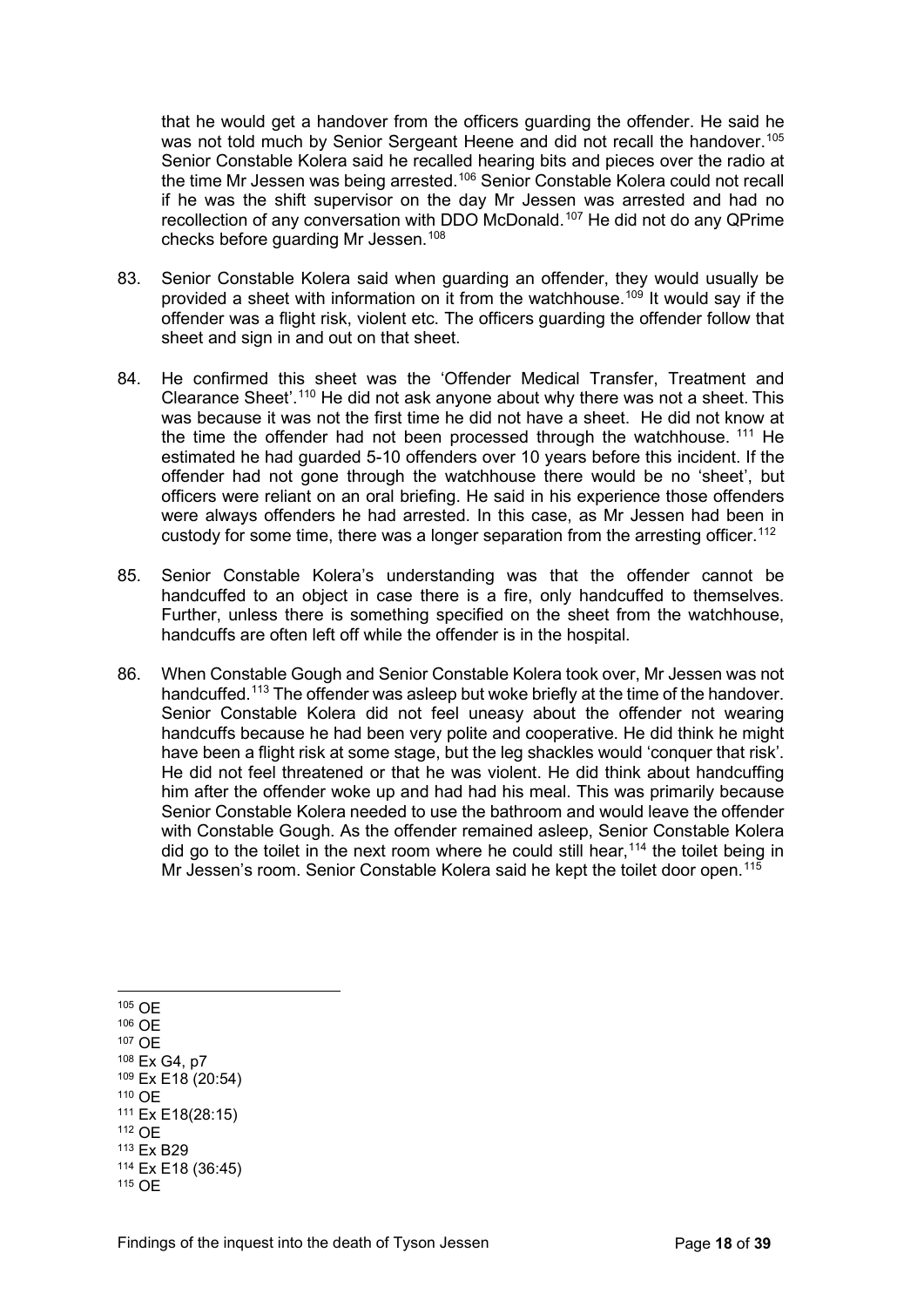that he would get a handover from the officers guarding the offender. He said he was not told much by Senior Sergeant Heene and did not recall the handover.[105] Senior Constable Kolera said he recalled hearing bits and pieces over the radio at the time Mr Jessen was being arrested.[106] Senior Constable Kolera could not recall if he was the shift supervisor on the day Mr Jessen was arrested and had no recollection of any conversation with DDO McDonald.[107] He did not do any QPrime checks before guarding Mr Jessen.[108]

83. Senior Constable Kolera said when guarding an offender, they would usually be provided a sheet with information on it from the watchhouse.[109] It would say if the offender was a flight risk, violent etc. The officers guarding the offender follow that sheet and sign in and out on that sheet.

84. He confirmed this sheet was the 'Offender Medical Transfer, Treatment and Clearance Sheet'.[110] He did not ask anyone about why there was not a sheet. This was because it was not the first time he did not have a sheet. He did not know at the time the offender had not been processed through the watchhouse.[111] He estimated he had guarded 5-10 offenders over 10 years before this incident. If the offender had not gone through the watchhouse there would be no 'sheet', but officers were reliant on an oral briefing. He said in his experience those offenders were always offenders he had arrested. In this case, as Mr Jessen had been in custody for some time, there was a longer separation from the arresting officer.[112]

85. Senior Constable Kolera's understanding was that the offender cannot be handcuffed to an object in case there is a fire, only handcuffed to themselves. Further, unless there is something specified on the sheet from the watchhouse, handcuffs are often left off while the offender is in the hospital.

86. When Constable Gough and Senior Constable Kolera took over, Mr Jessen was not handcuffed.[113] The offender was asleep but woke briefly at the time of the handover. Senior Constable Kolera did not feel uneasy about the offender not wearing handcuffs because he had been very polite and cooperative. He did think he might have been a flight risk at some stage, but the leg shackles would 'conquer that risk'. He did not feel threatened or that he was violent. He did think about handcuffing him after the offender woke up and had had his meal. This was primarily because Senior Constable Kolera needed to use the bathroom and would leave the offender with Constable Gough. As the offender remained asleep, Senior Constable Kolera did go to the toilet in the next room where he could still hear,[114] the toilet being in Mr Jessen's room. Senior Constable Kolera said he kept the toilet door open.[115]

---

[105] OE
[106] OE
[107] OE
[108] Ex G4, p7
[109] Ex E18 (20:54)
[110] OE
[111] Ex E18(28:15)
[112] OE
[113] Ex B29
[114] Ex E18 (36:45)
[115] OE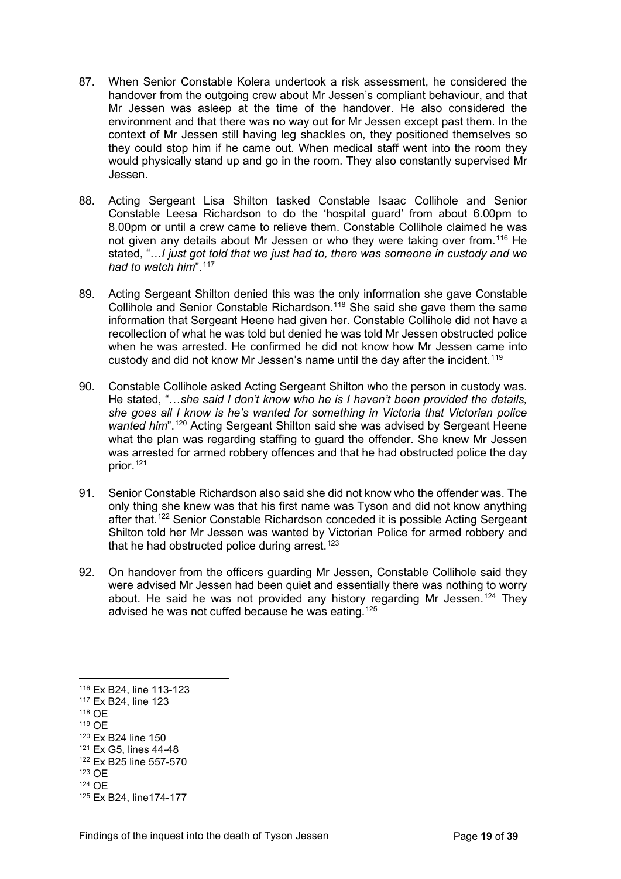87. When Senior Constable Kolera undertook a risk assessment, he considered the handover from the outgoing crew about Mr Jessen's compliant behaviour, and that Mr Jessen was asleep at the time of the handover. He also considered the environment and that there was no way out for Mr Jessen except past them. In the context of Mr Jessen still having leg shackles on, they positioned themselves so they could stop him if he came out. When medical staff went into the room they would physically stand up and go in the room. They also constantly supervised Mr Jessen.

88. Acting Sergeant Lisa Shilton tasked Constable Isaac Collihole and Senior Constable Leesa Richardson to do the 'hospital guard' from about 6.00pm to 8.00pm or until a crew came to relieve them. Constable Collihole claimed he was not given any details about Mr Jessen or who they were taking over from.[116] He stated, "…*I just got told that we just had to, there was someone in custody and we had to watch him*".[117]

89. Acting Sergeant Shilton denied this was the only information she gave Constable Collihole and Senior Constable Richardson.[118] She said she gave them the same information that Sergeant Heene had given her. Constable Collihole did not have a recollection of what he was told but denied he was told Mr Jessen obstructed police when he was arrested. He confirmed he did not know how Mr Jessen came into custody and did not know Mr Jessen's name until the day after the incident.[119]

90. Constable Collihole asked Acting Sergeant Shilton who the person in custody was. He stated, "…*she said I don't know who he is I haven't been provided the details, she goes all I know is he's wanted for something in Victoria that Victorian police wanted him*".[120] Acting Sergeant Shilton said she was advised by Sergeant Heene what the plan was regarding staffing to guard the offender. She knew Mr Jessen was arrested for armed robbery offences and that he had obstructed police the day prior.[121]

91. Senior Constable Richardson also said she did not know who the offender was. The only thing she knew was that his first name was Tyson and did not know anything after that.[122] Senior Constable Richardson conceded it is possible Acting Sergeant Shilton told her Mr Jessen was wanted by Victorian Police for armed robbery and that he had obstructed police during arrest.[123]

92. On handover from the officers guarding Mr Jessen, Constable Collihole said they were advised Mr Jessen had been quiet and essentially there was nothing to worry about. He said he was not provided any history regarding Mr Jessen.[124] They advised he was not cuffed because he was eating.[125]

---

[116] Ex B24, line 113-123
[117] Ex B24, line 123
[118] OE
[119] OE
[120] Ex B24 line 150
[121] Ex G5, lines 44-48
[122] Ex B25 line 557-570
[123] OE
[124] OE
[125] Ex B24, line174-177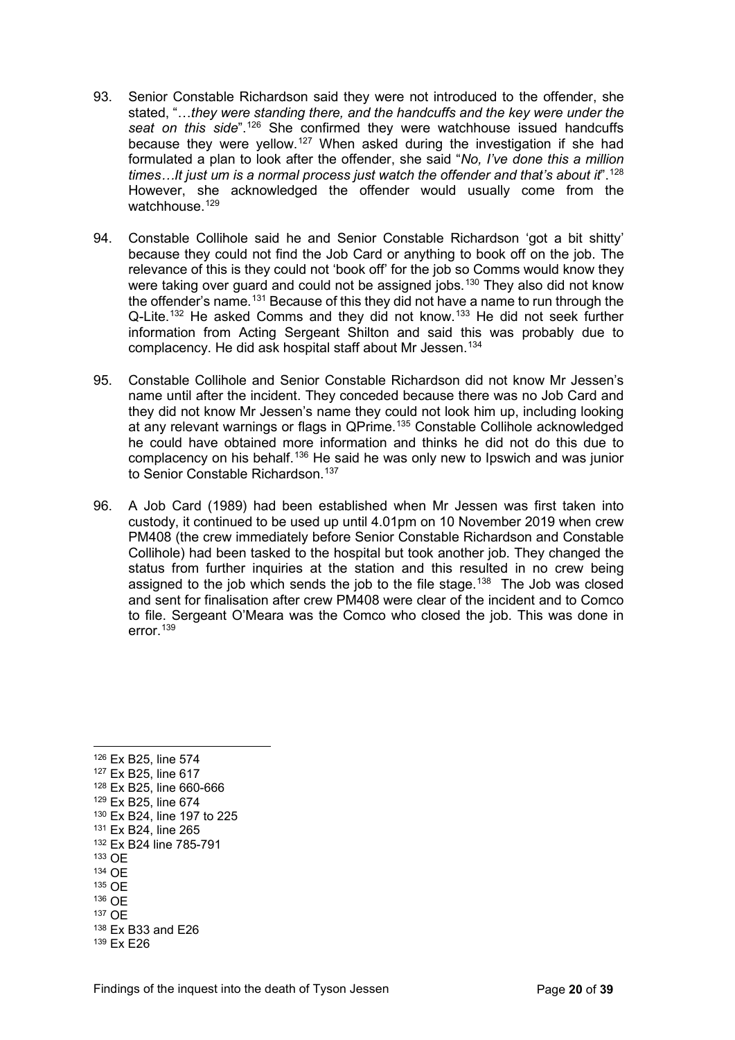93. Senior Constable Richardson said they were not introduced to the offender, she stated, "…*they were standing there, and the handcuffs and the key were under the seat on this side*".[126] She confirmed they were watchhouse issued handcuffs because they were yellow.[127] When asked during the investigation if she had formulated a plan to look after the offender, she said "*No, I've done this a million times…It just um is a normal process just watch the offender and that's about it*".[128] However, she acknowledged the offender would usually come from the watchhouse.[129]

94. Constable Collihole said he and Senior Constable Richardson 'got a bit shitty' because they could not find the Job Card or anything to book off on the job. The relevance of this is they could not 'book off' for the job so Comms would know they were taking over guard and could not be assigned jobs.[130] They also did not know the offender's name.[131] Because of this they did not have a name to run through the Q-Lite.[132] He asked Comms and they did not know.[133] He did not seek further information from Acting Sergeant Shilton and said this was probably due to complacency. He did ask hospital staff about Mr Jessen.[134]

95. Constable Collihole and Senior Constable Richardson did not know Mr Jessen's name until after the incident. They conceded because there was no Job Card and they did not know Mr Jessen's name they could not look him up, including looking at any relevant warnings or flags in QPrime.[135] Constable Collihole acknowledged he could have obtained more information and thinks he did not do this due to complacency on his behalf.[136] He said he was only new to Ipswich and was junior to Senior Constable Richardson.[137]

96. A Job Card (1989) had been established when Mr Jessen was first taken into custody, it continued to be used up until 4.01pm on 10 November 2019 when crew PM408 (the crew immediately before Senior Constable Richardson and Constable Collihole) had been tasked to the hospital but took another job. They changed the status from further inquiries at the station and this resulted in no crew being assigned to the job which sends the job to the file stage.[138] The Job was closed and sent for finalisation after crew PM408 were clear of the incident and to Comco to file. Sergeant O'Meara was the Comco who closed the job. This was done in error.[139]

---

[126] Ex B25, line 574
[127] Ex B25, line 617
[128] Ex B25, line 660-666
[129] Ex B25, line 674
[130] Ex B24, line 197 to 225
[131] Ex B24, line 265
[132] Ex B24 line 785-791
[133] OE
[134] OE
[135] OE
[136] OE
[137] OE
[138] Ex B33 and E26
[139] Ex E26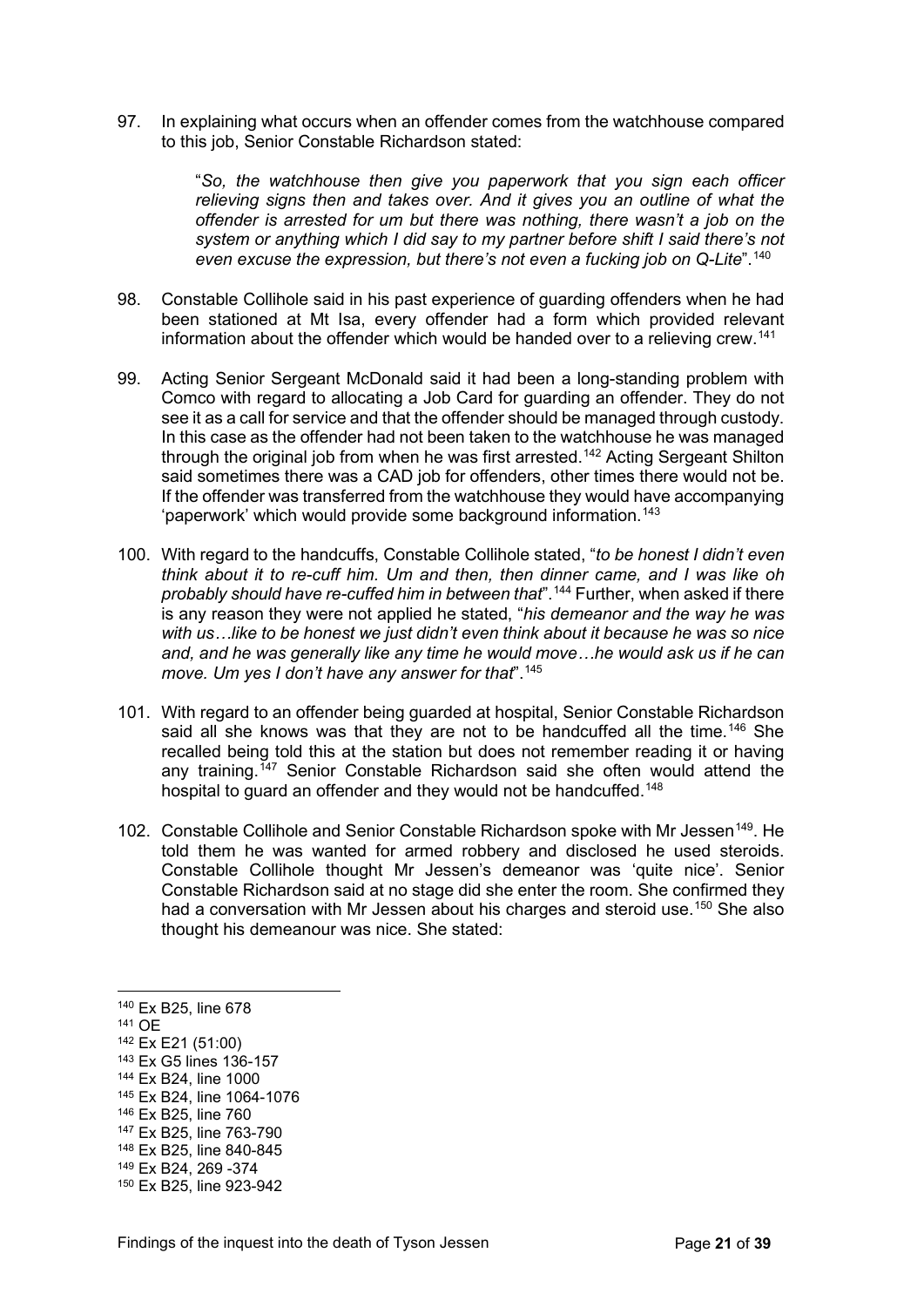97. In explaining what occurs when an offender comes from the watchhouse compared to this job, Senior Constable Richardson stated:

> "*So, the watchhouse then give you paperwork that you sign each officer relieving signs then and takes over. And it gives you an outline of what the offender is arrested for um but there was nothing, there wasn't a job on the system or anything which I did say to my partner before shift I said there's not even excuse the expression, but there's not even a fucking job on Q-Lite*".[140]

98. Constable Collihole said in his past experience of guarding offenders when he had been stationed at Mt Isa, every offender had a form which provided relevant information about the offender which would be handed over to a relieving crew.[141]

99. Acting Senior Sergeant McDonald said it had been a long-standing problem with Comco with regard to allocating a Job Card for guarding an offender. They do not see it as a call for service and that the offender should be managed through custody. In this case as the offender had not been taken to the watchhouse he was managed through the original job from when he was first arrested.[142] Acting Sergeant Shilton said sometimes there was a CAD job for offenders, other times there would not be. If the offender was transferred from the watchhouse they would have accompanying 'paperwork' which would provide some background information.[143]

100. With regard to the handcuffs, Constable Collihole stated, "*to be honest I didn't even think about it to re-cuff him. Um and then, then dinner came, and I was like oh probably should have re-cuffed him in between that*".[144] Further, when asked if there is any reason they were not applied he stated, "*his demeanor and the way he was with us…like to be honest we just didn't even think about it because he was so nice and, and he was generally like any time he would move…he would ask us if he can move. Um yes I don't have any answer for that*".[145]

101. With regard to an offender being guarded at hospital, Senior Constable Richardson said all she knows was that they are not to be handcuffed all the time.[146] She recalled being told this at the station but does not remember reading it or having any training.[147] Senior Constable Richardson said she often would attend the hospital to guard an offender and they would not be handcuffed.[148]

102. Constable Collihole and Senior Constable Richardson spoke with Mr Jessen[149]. He told them he was wanted for armed robbery and disclosed he used steroids. Constable Collihole thought Mr Jessen's demeanor was 'quite nice'. Senior Constable Richardson said at no stage did she enter the room. She confirmed they had a conversation with Mr Jessen about his charges and steroid use.[150] She also thought his demeanour was nice. She stated:

---

[140] Ex B25, line 678
[141] OE
[142] Ex E21 (51:00)
[143] Ex G5 lines 136-157
[144] Ex B24, line 1000
[145] Ex B24, line 1064-1076
[146] Ex B25, line 760
[147] Ex B25, line 763-790
[148] Ex B25, line 840-845
[149] Ex B24, 269 -374
[150] Ex B25, line 923-942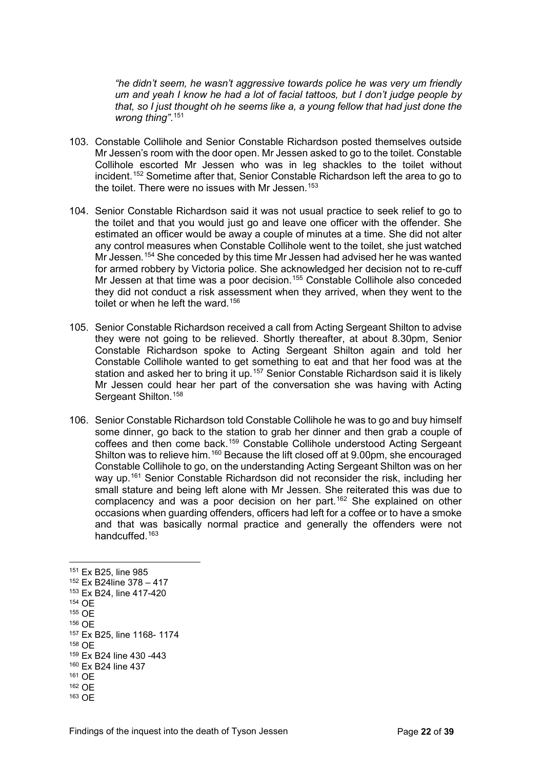*"he didn't seem, he wasn't aggressive towards police he was very um friendly um and yeah I know he had a lot of facial tattoos, but I don't judge people by that, so I just thought oh he seems like a, a young fellow that had just done the wrong thing".*[151]

103. Constable Collihole and Senior Constable Richardson posted themselves outside Mr Jessen's room with the door open. Mr Jessen asked to go to the toilet. Constable Collihole escorted Mr Jessen who was in leg shackles to the toilet without incident.[152] Sometime after that, Senior Constable Richardson left the area to go to the toilet. There were no issues with Mr Jessen.[153]

104. Senior Constable Richardson said it was not usual practice to seek relief to go to the toilet and that you would just go and leave one officer with the offender. She estimated an officer would be away a couple of minutes at a time. She did not alter any control measures when Constable Collihole went to the toilet, she just watched Mr Jessen.[154] She conceded by this time Mr Jessen had advised her he was wanted for armed robbery by Victoria police. She acknowledged her decision not to re-cuff Mr Jessen at that time was a poor decision.[155] Constable Collihole also conceded they did not conduct a risk assessment when they arrived, when they went to the toilet or when he left the ward.[156]

105. Senior Constable Richardson received a call from Acting Sergeant Shilton to advise they were not going to be relieved. Shortly thereafter, at about 8.30pm, Senior Constable Richardson spoke to Acting Sergeant Shilton again and told her Constable Collihole wanted to get something to eat and that her food was at the station and asked her to bring it up.[157] Senior Constable Richardson said it is likely Mr Jessen could hear her part of the conversation she was having with Acting Sergeant Shilton.[158]

106. Senior Constable Richardson told Constable Collihole he was to go and buy himself some dinner, go back to the station to grab her dinner and then grab a couple of coffees and then come back.[159] Constable Collihole understood Acting Sergeant Shilton was to relieve him.[160] Because the lift closed off at 9.00pm, she encouraged Constable Collihole to go, on the understanding Acting Sergeant Shilton was on her way up.[161] Senior Constable Richardson did not reconsider the risk, including her small stature and being left alone with Mr Jessen. She reiterated this was due to complacency and was a poor decision on her part.[162] She explained on other occasions when guarding offenders, officers had left for a coffee or to have a smoke and that was basically normal practice and generally the offenders were not handcuffed.[163]

---

[151] Ex B25, line 985
[152] Ex B24line 378 – 417
[153] Ex B24, line 417-420
[154] OE
[155] OE
[156] OE
[157] Ex B25, line 1168- 1174
[158] OE
[159] Ex B24 line 430 -443
[160] Ex B24 line 437
[161] OE
[162] OE
[163] OE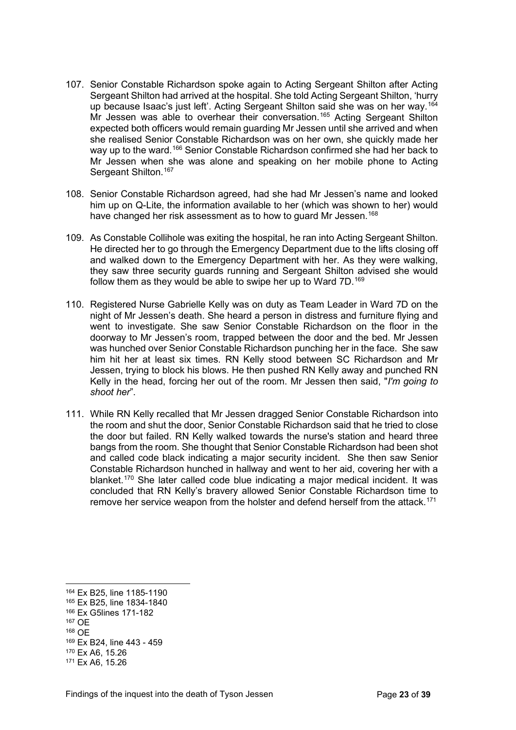107. Senior Constable Richardson spoke again to Acting Sergeant Shilton after Acting Sergeant Shilton had arrived at the hospital. She told Acting Sergeant Shilton, 'hurry up because Isaac's just left'. Acting Sergeant Shilton said she was on her way.[164] Mr Jessen was able to overhear their conversation.[165] Acting Sergeant Shilton expected both officers would remain guarding Mr Jessen until she arrived and when she realised Senior Constable Richardson was on her own, she quickly made her way up to the ward.[166] Senior Constable Richardson confirmed she had her back to Mr Jessen when she was alone and speaking on her mobile phone to Acting Sergeant Shilton.[167]

108. Senior Constable Richardson agreed, had she had Mr Jessen's name and looked him up on Q-Lite, the information available to her (which was shown to her) would have changed her risk assessment as to how to guard Mr Jessen.[168]

109. As Constable Collihole was exiting the hospital, he ran into Acting Sergeant Shilton. He directed her to go through the Emergency Department due to the lifts closing off and walked down to the Emergency Department with her. As they were walking, they saw three security guards running and Sergeant Shilton advised she would follow them as they would be able to swipe her up to Ward 7D.[169]

110. Registered Nurse Gabrielle Kelly was on duty as Team Leader in Ward 7D on the night of Mr Jessen's death. She heard a person in distress and furniture flying and went to investigate. She saw Senior Constable Richardson on the floor in the doorway to Mr Jessen's room, trapped between the door and the bed. Mr Jessen was hunched over Senior Constable Richardson punching her in the face. She saw him hit her at least six times. RN Kelly stood between SC Richardson and Mr Jessen, trying to block his blows. He then pushed RN Kelly away and punched RN Kelly in the head, forcing her out of the room. Mr Jessen then said, "*I'm going to shoot her*".

111. While RN Kelly recalled that Mr Jessen dragged Senior Constable Richardson into the room and shut the door, Senior Constable Richardson said that he tried to close the door but failed. RN Kelly walked towards the nurse's station and heard three bangs from the room. She thought that Senior Constable Richardson had been shot and called code black indicating a major security incident. She then saw Senior Constable Richardson hunched in hallway and went to her aid, covering her with a blanket.[170] She later called code blue indicating a major medical incident. It was concluded that RN Kelly's bravery allowed Senior Constable Richardson time to remove her service weapon from the holster and defend herself from the attack.[171]

---

[164] Ex B25, line 1185-1190
[165] Ex B25, line 1834-1840
[166] Ex G5lines 171-182
[167] OE
[168] OE
[169] Ex B24, line 443 - 459
[170] Ex A6, 15.26
[171] Ex A6, 15.26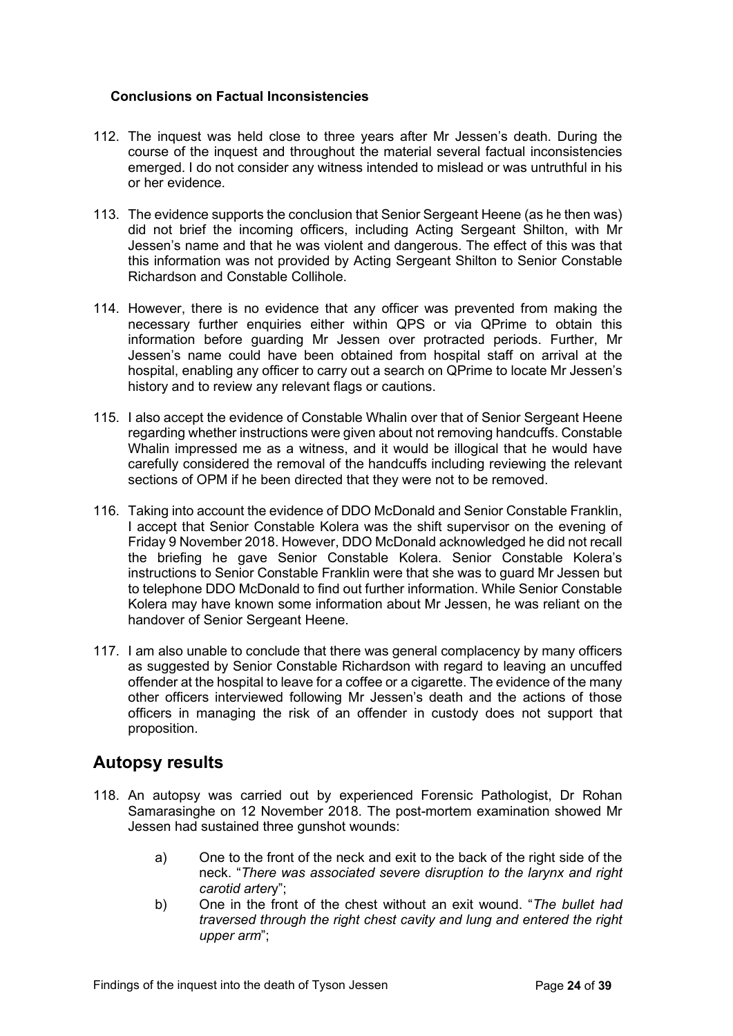#### Conclusions on Factual Inconsistencies

112. The inquest was held close to three years after Mr Jessen's death. During the course of the inquest and throughout the material several factual inconsistencies emerged. I do not consider any witness intended to mislead or was untruthful in his or her evidence.

113. The evidence supports the conclusion that Senior Sergeant Heene (as he then was) did not brief the incoming officers, including Acting Sergeant Shilton, with Mr Jessen's name and that he was violent and dangerous. The effect of this was that this information was not provided by Acting Sergeant Shilton to Senior Constable Richardson and Constable Collihole.

114. However, there is no evidence that any officer was prevented from making the necessary further enquiries either within QPS or via QPrime to obtain this information before guarding Mr Jessen over protracted periods. Further, Mr Jessen's name could have been obtained from hospital staff on arrival at the hospital, enabling any officer to carry out a search on QPrime to locate Mr Jessen's history and to review any relevant flags or cautions.

115. I also accept the evidence of Constable Whalin over that of Senior Sergeant Heene regarding whether instructions were given about not removing handcuffs. Constable Whalin impressed me as a witness, and it would be illogical that he would have carefully considered the removal of the handcuffs including reviewing the relevant sections of OPM if he been directed that they were not to be removed.

116. Taking into account the evidence of DDO McDonald and Senior Constable Franklin, I accept that Senior Constable Kolera was the shift supervisor on the evening of Friday 9 November 2018. However, DDO McDonald acknowledged he did not recall the briefing he gave Senior Constable Kolera. Senior Constable Kolera's instructions to Senior Constable Franklin were that she was to guard Mr Jessen but to telephone DDO McDonald to find out further information. While Senior Constable Kolera may have known some information about Mr Jessen, he was reliant on the handover of Senior Sergeant Heene.

117. I am also unable to conclude that there was general complacency by many officers as suggested by Senior Constable Richardson with regard to leaving an uncuffed offender at the hospital to leave for a coffee or a cigarette. The evidence of the many other officers interviewed following Mr Jessen's death and the actions of those officers in managing the risk of an offender in custody does not support that proposition.

## Autopsy results

118. An autopsy was carried out by experienced Forensic Pathologist, Dr Rohan Samarasinghe on 12 November 2018. The post-mortem examination showed Mr Jessen had sustained three gunshot wounds:

    a) One to the front of the neck and exit to the back of the right side of the neck. "*There was associated severe disruption to the larynx and right carotid artery*";

    b) One in the front of the chest without an exit wound. "*The bullet had traversed through the right chest cavity and lung and entered the right upper arm*";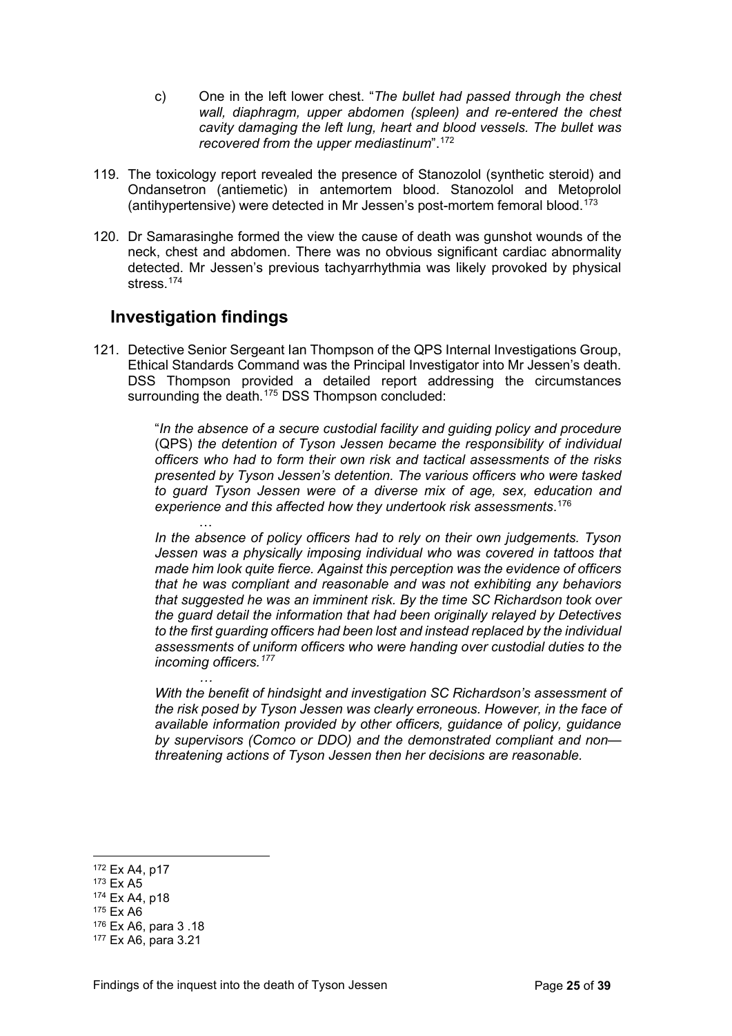c) One in the left lower chest. "*The bullet had passed through the chest wall, diaphragm, upper abdomen (spleen) and re-entered the chest cavity damaging the left lung, heart and blood vessels. The bullet was recovered from the upper mediastinum*".[172]

119. The toxicology report revealed the presence of Stanozolol (synthetic steroid) and Ondansetron (antiemetic) in antemortem blood. Stanozolol and Metoprolol (antihypertensive) were detected in Mr Jessen's post-mortem femoral blood.[173]

120. Dr Samarasinghe formed the view the cause of death was gunshot wounds of the neck, chest and abdomen. There was no obvious significant cardiac abnormality detected. Mr Jessen's previous tachyarrhythmia was likely provoked by physical stress.[174]

## Investigation findings

121. Detective Senior Sergeant Ian Thompson of the QPS Internal Investigations Group, Ethical Standards Command was the Principal Investigator into Mr Jessen's death. DSS Thompson provided a detailed report addressing the circumstances surrounding the death.[175] DSS Thompson concluded:

> "*In the absence of a secure custodial facility and guiding policy and procedure* (QPS) *the detention of Tyson Jessen became the responsibility of individual officers who had to form their own risk and tactical assessments of the risks presented by Tyson Jessen's detention. The various officers who were tasked to guard Tyson Jessen were of a diverse mix of age, sex, education and experience and this affected how they undertook risk assessments*.[176]
>
> …
>
> *In the absence of policy officers had to rely on their own judgements. Tyson Jessen was a physically imposing individual who was covered in tattoos that made him look quite fierce. Against this perception was the evidence of officers that he was compliant and reasonable and was not exhibiting any behaviors that suggested he was an imminent risk. By the time SC Richardson took over the guard detail the information that had been originally relayed by Detectives to the first guarding officers had been lost and instead replaced by the individual assessments of uniform officers who were handing over custodial duties to the incoming officers.*[177]
>
> …
>
> *With the benefit of hindsight and investigation SC Richardson's assessment of the risk posed by Tyson Jessen was clearly erroneous. However, in the face of available information provided by other officers, guidance of policy, guidance by supervisors (Comco or DDO) and the demonstrated compliant and non—threatening actions of Tyson Jessen then her decisions are reasonable.*

---

[172] Ex A4, p17

[173] Ex A5

[174] Ex A4, p18

[175] Ex A6

[176] Ex A6, para 3 .18

[177] Ex A6, para 3.21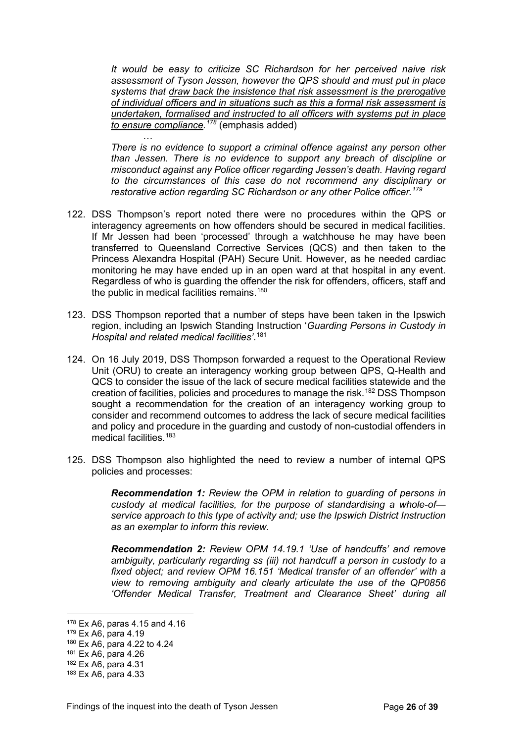> *It would be easy to criticize SC Richardson for her perceived naive risk assessment of Tyson Jessen, however the QPS should and must put in place systems that <u>draw back the insistence that risk assessment is the prerogative of individual officers and in situations such as this a formal risk assessment is undertaken, formalised and instructed to all officers with systems put in place to ensure compliance</u>.*[178] (emphasis added)
>
> *…*
>
> *There is no evidence to support a criminal offence against any person other than Jessen. There is no evidence to support any breach of discipline or misconduct against any Police officer regarding Jessen's death. Having regard to the circumstances of this case do not recommend any disciplinary or restorative action regarding SC Richardson or any other Police officer.*[179]

122. DSS Thompson's report noted there were no procedures within the QPS or interagency agreements on how offenders should be secured in medical facilities. If Mr Jessen had been 'processed' through a watchhouse he may have been transferred to Queensland Corrective Services (QCS) and then taken to the Princess Alexandra Hospital (PAH) Secure Unit. However, as he needed cardiac monitoring he may have ended up in an open ward at that hospital in any event. Regardless of who is guarding the offender the risk for offenders, officers, staff and the public in medical facilities remains.[180]

123. DSS Thompson reported that a number of steps have been taken in the Ipswich region, including an Ipswich Standing Instruction '*Guarding Persons in Custody in Hospital and related medical facilities'*.[181]

124. On 16 July 2019, DSS Thompson forwarded a request to the Operational Review Unit (ORU) to create an interagency working group between QPS, Q-Health and QCS to consider the issue of the lack of secure medical facilities statewide and the creation of facilities, policies and procedures to manage the risk.[182] DSS Thompson sought a recommendation for the creation of an interagency working group to consider and recommend outcomes to address the lack of secure medical facilities and policy and procedure in the guarding and custody of non-custodial offenders in medical facilities.[183]

125. DSS Thompson also highlighted the need to review a number of internal QPS policies and processes:

> ***Recommendation 1:*** *Review the OPM in relation to guarding of persons in custody at medical facilities, for the purpose of standardising a whole-of—service approach to this type of activity and; use the Ipswich District Instruction as an exemplar to inform this review.*
>
> ***Recommendation 2:*** *Review OPM 14.19.1 'Use of handcuffs' and remove ambiguity, particularly regarding ss (iii) not handcuff a person in custody to a fixed object; and review OPM 16.151 'Medical transfer of an offender' with a view to removing ambiguity and clearly articulate the use of the QP0856 'Offender Medical Transfer, Treatment and Clearance Sheet' during all*

---

[178] Ex A6, paras 4.15 and 4.16

[179] Ex A6, para 4.19

[180] Ex A6, para 4.22 to 4.24

[181] Ex A6, para 4.26

[182] Ex A6, para 4.31

[183] Ex A6, para 4.33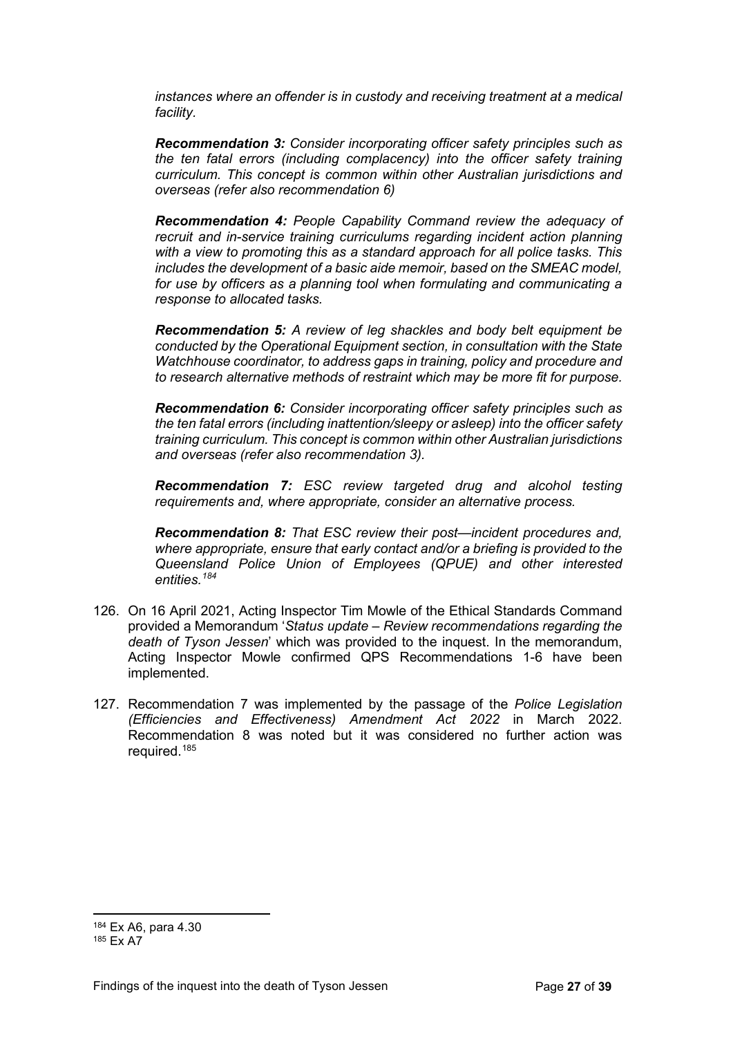*instances where an offender is in custody and receiving treatment at a medical facility.*

***Recommendation 3:*** *Consider incorporating officer safety principles such as the ten fatal errors (including complacency) into the officer safety training curriculum. This concept is common within other Australian jurisdictions and overseas (refer also recommendation 6)*

***Recommendation 4:*** *People Capability Command review the adequacy of recruit and in-service training curriculums regarding incident action planning with a view to promoting this as a standard approach for all police tasks. This includes the development of a basic aide memoir, based on the SMEAC model, for use by officers as a planning tool when formulating and communicating a response to allocated tasks.*

***Recommendation 5:*** *A review of leg shackles and body belt equipment be conducted by the Operational Equipment section, in consultation with the State Watchhouse coordinator, to address gaps in training, policy and procedure and to research alternative methods of restraint which may be more fit for purpose.*

***Recommendation 6:*** *Consider incorporating officer safety principles such as the ten fatal errors (including inattention/sleepy or asleep) into the officer safety training curriculum. This concept is common within other Australian jurisdictions and overseas (refer also recommendation 3).*

***Recommendation 7:*** *ESC review targeted drug and alcohol testing requirements and, where appropriate, consider an alternative process.*

***Recommendation 8:*** *That ESC review their post—incident procedures and, where appropriate, ensure that early contact and/or a briefing is provided to the Queensland Police Union of Employees (QPUE) and other interested entities.*[184]

126. On 16 April 2021, Acting Inspector Tim Mowle of the Ethical Standards Command provided a Memorandum '*Status update – Review recommendations regarding the death of Tyson Jessen*' which was provided to the inquest. In the memorandum, Acting Inspector Mowle confirmed QPS Recommendations 1-6 have been implemented.

127. Recommendation 7 was implemented by the passage of the *Police Legislation (Efficiencies and Effectiveness) Amendment Act 2022* in March 2022. Recommendation 8 was noted but it was considered no further action was required.[185]

---

[184] Ex A6, para 4.30

[185] Ex A7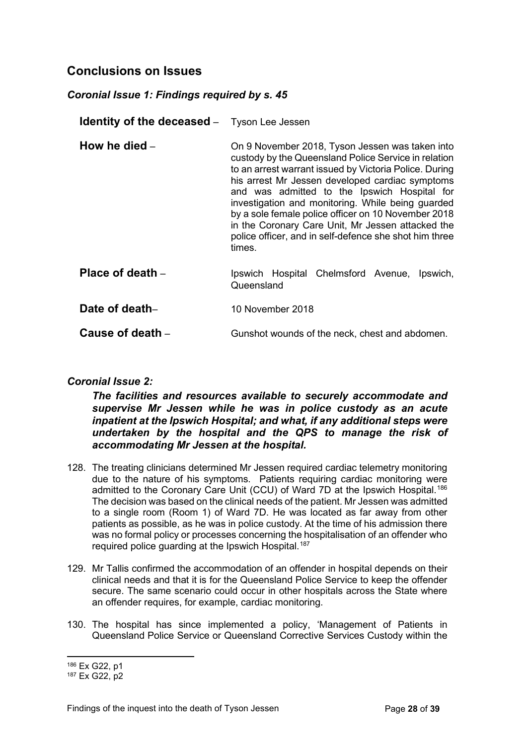## Conclusions on Issues

### *Coronial Issue 1: Findings required by s. 45*

**Identity of the deceased** – Tyson Lee Jessen

**How he died** – On 9 November 2018, Tyson Jessen was taken into custody by the Queensland Police Service in relation to an arrest warrant issued by Victoria Police. During his arrest Mr Jessen developed cardiac symptoms and was admitted to the Ipswich Hospital for investigation and monitoring. While being guarded by a sole female police officer on 10 November 2018 in the Coronary Care Unit, Mr Jessen attacked the police officer, and in self-defence she shot him three times.

**Place of death** – Ipswich Hospital Chelmsford Avenue, Ipswich, Queensland

**Date of death**– 10 November 2018

**Cause of death** – Gunshot wounds of the neck, chest and abdomen.

### *Coronial Issue 2:*

***The facilities and resources available to securely accommodate and supervise Mr Jessen while he was in police custody as an acute inpatient at the Ipswich Hospital; and what, if any additional steps were undertaken by the hospital and the QPS to manage the risk of accommodating Mr Jessen at the hospital.***

128. The treating clinicians determined Mr Jessen required cardiac telemetry monitoring due to the nature of his symptoms. Patients requiring cardiac monitoring were admitted to the Coronary Care Unit (CCU) of Ward 7D at the Ipswich Hospital.[186] The decision was based on the clinical needs of the patient. Mr Jessen was admitted to a single room (Room 1) of Ward 7D. He was located as far away from other patients as possible, as he was in police custody. At the time of his admission there was no formal policy or processes concerning the hospitalisation of an offender who required police guarding at the Ipswich Hospital.[187]

129. Mr Tallis confirmed the accommodation of an offender in hospital depends on their clinical needs and that it is for the Queensland Police Service to keep the offender secure. The same scenario could occur in other hospitals across the State where an offender requires, for example, cardiac monitoring.

130. The hospital has since implemented a policy, 'Management of Patients in Queensland Police Service or Queensland Corrective Services Custody within the

---

[186] Ex G22, p1

[187] Ex G22, p2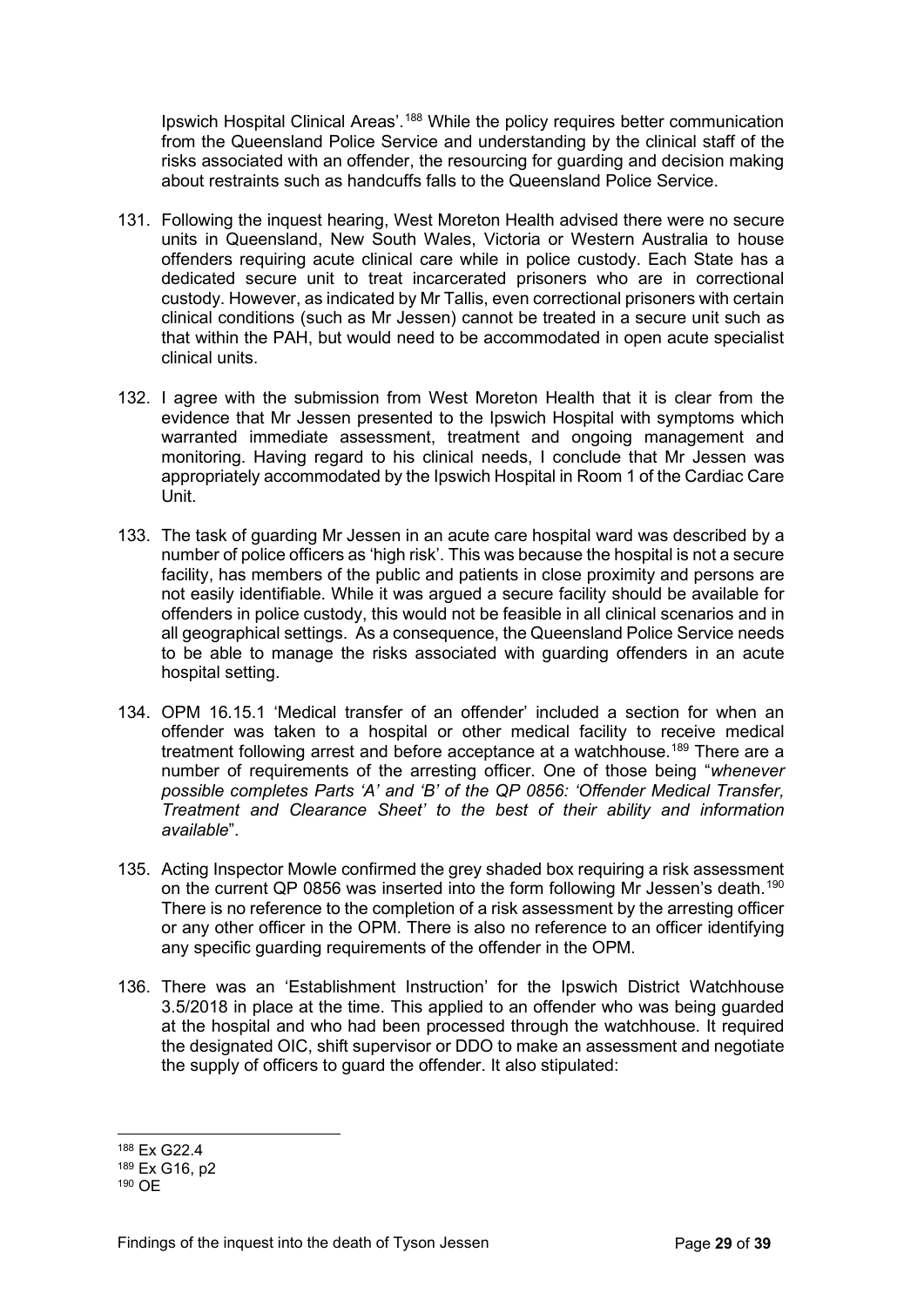Ipswich Hospital Clinical Areas'.[188] While the policy requires better communication from the Queensland Police Service and understanding by the clinical staff of the risks associated with an offender, the resourcing for guarding and decision making about restraints such as handcuffs falls to the Queensland Police Service.

131. Following the inquest hearing, West Moreton Health advised there were no secure units in Queensland, New South Wales, Victoria or Western Australia to house offenders requiring acute clinical care while in police custody. Each State has a dedicated secure unit to treat incarcerated prisoners who are in correctional custody. However, as indicated by Mr Tallis, even correctional prisoners with certain clinical conditions (such as Mr Jessen) cannot be treated in a secure unit such as that within the PAH, but would need to be accommodated in open acute specialist clinical units.

132. I agree with the submission from West Moreton Health that it is clear from the evidence that Mr Jessen presented to the Ipswich Hospital with symptoms which warranted immediate assessment, treatment and ongoing management and monitoring. Having regard to his clinical needs, I conclude that Mr Jessen was appropriately accommodated by the Ipswich Hospital in Room 1 of the Cardiac Care Unit.

133. The task of guarding Mr Jessen in an acute care hospital ward was described by a number of police officers as 'high risk'. This was because the hospital is not a secure facility, has members of the public and patients in close proximity and persons are not easily identifiable. While it was argued a secure facility should be available for offenders in police custody, this would not be feasible in all clinical scenarios and in all geographical settings. As a consequence, the Queensland Police Service needs to be able to manage the risks associated with guarding offenders in an acute hospital setting.

134. OPM 16.15.1 'Medical transfer of an offender' included a section for when an offender was taken to a hospital or other medical facility to receive medical treatment following arrest and before acceptance at a watchhouse.[189] There are a number of requirements of the arresting officer. One of those being "*whenever possible completes Parts 'A' and 'B' of the QP 0856: 'Offender Medical Transfer, Treatment and Clearance Sheet' to the best of their ability and information available*".

135. Acting Inspector Mowle confirmed the grey shaded box requiring a risk assessment on the current QP 0856 was inserted into the form following Mr Jessen's death.[190] There is no reference to the completion of a risk assessment by the arresting officer or any other officer in the OPM. There is also no reference to an officer identifying any specific guarding requirements of the offender in the OPM.

136. There was an 'Establishment Instruction' for the Ipswich District Watchhouse 3.5/2018 in place at the time. This applied to an offender who was being guarded at the hospital and who had been processed through the watchhouse. It required the designated OIC, shift supervisor or DDO to make an assessment and negotiate the supply of officers to guard the offender. It also stipulated:

---

[188] Ex G22.4

[189] Ex G16, p2

[190] OE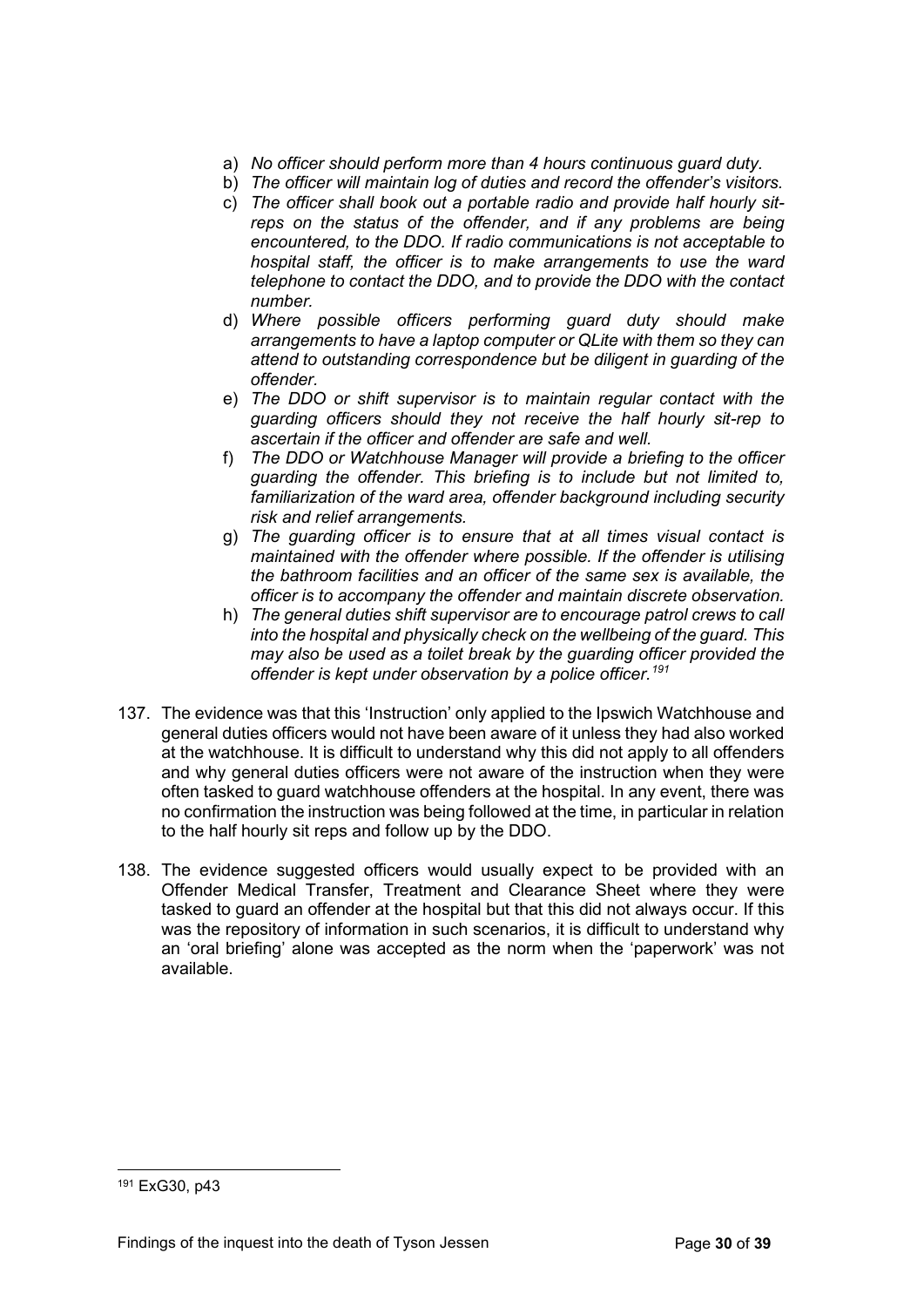a) *No officer should perform more than 4 hours continuous guard duty.*
b) *The officer will maintain log of duties and record the offender's visitors.*
c) *The officer shall book out a portable radio and provide half hourly sit-reps on the status of the offender, and if any problems are being encountered, to the DDO. If radio communications is not acceptable to hospital staff, the officer is to make arrangements to use the ward telephone to contact the DDO, and to provide the DDO with the contact number.*
d) *Where possible officers performing guard duty should make arrangements to have a laptop computer or QLite with them so they can attend to outstanding correspondence but be diligent in guarding of the offender.*
e) *The DDO or shift supervisor is to maintain regular contact with the guarding officers should they not receive the half hourly sit-rep to ascertain if the officer and offender are safe and well.*
f) *The DDO or Watchhouse Manager will provide a briefing to the officer guarding the offender. This briefing is to include but not limited to, familiarization of the ward area, offender background including security risk and relief arrangements.*
g) *The guarding officer is to ensure that at all times visual contact is maintained with the offender where possible. If the offender is utilising the bathroom facilities and an officer of the same sex is available, the officer is to accompany the offender and maintain discrete observation.*
h) *The general duties shift supervisor are to encourage patrol crews to call into the hospital and physically check on the wellbeing of the guard. This may also be used as a toilet break by the guarding officer provided the offender is kept under observation by a police officer.*[191]

137. The evidence was that this 'Instruction' only applied to the Ipswich Watchhouse and general duties officers would not have been aware of it unless they had also worked at the watchhouse. It is difficult to understand why this did not apply to all offenders and why general duties officers were not aware of the instruction when they were often tasked to guard watchhouse offenders at the hospital. In any event, there was no confirmation the instruction was being followed at the time, in particular in relation to the half hourly sit reps and follow up by the DDO.

138. The evidence suggested officers would usually expect to be provided with an Offender Medical Transfer, Treatment and Clearance Sheet where they were tasked to guard an offender at the hospital but that this did not always occur. If this was the repository of information in such scenarios, it is difficult to understand why an 'oral briefing' alone was accepted as the norm when the 'paperwork' was not available.

---

[191] ExG30, p43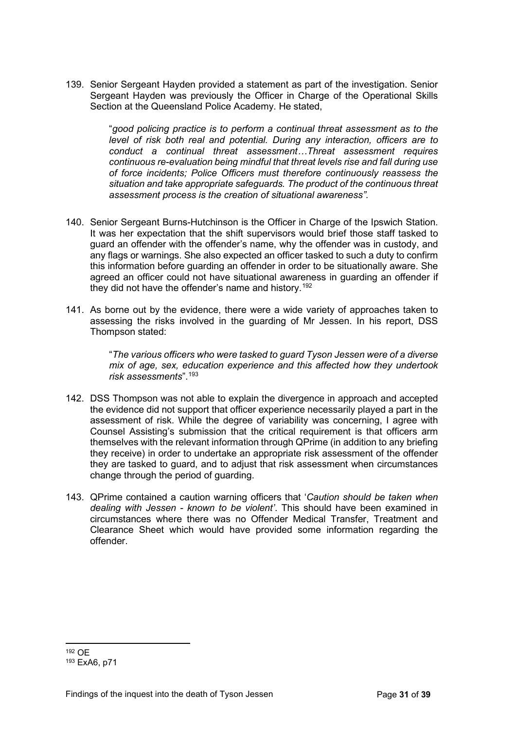139. Senior Sergeant Hayden provided a statement as part of the investigation. Senior Sergeant Hayden was previously the Officer in Charge of the Operational Skills Section at the Queensland Police Academy. He stated,

> "*good policing practice is to perform a continual threat assessment as to the level of risk both real and potential. During any interaction, officers are to conduct a continual threat assessment…Threat assessment requires continuous re-evaluation being mindful that threat levels rise and fall during use of force incidents; Police Officers must therefore continuously reassess the situation and take appropriate safeguards. The product of the continuous threat assessment process is the creation of situational awareness"*.

140. Senior Sergeant Burns-Hutchinson is the Officer in Charge of the Ipswich Station. It was her expectation that the shift supervisors would brief those staff tasked to guard an offender with the offender's name, why the offender was in custody, and any flags or warnings. She also expected an officer tasked to such a duty to confirm this information before guarding an offender in order to be situationally aware. She agreed an officer could not have situational awareness in guarding an offender if they did not have the offender's name and history.[192]

141. As borne out by the evidence, there were a wide variety of approaches taken to assessing the risks involved in the guarding of Mr Jessen. In his report, DSS Thompson stated:

> "*The various officers who were tasked to guard Tyson Jessen were of a diverse mix of age, sex, education experience and this affected how they undertook risk assessments*".[193]

142. DSS Thompson was not able to explain the divergence in approach and accepted the evidence did not support that officer experience necessarily played a part in the assessment of risk. While the degree of variability was concerning, I agree with Counsel Assisting's submission that the critical requirement is that officers arm themselves with the relevant information through QPrime (in addition to any briefing they receive) in order to undertake an appropriate risk assessment of the offender they are tasked to guard, and to adjust that risk assessment when circumstances change through the period of guarding.

143. QPrime contained a caution warning officers that '*Caution should be taken when dealing with Jessen - known to be violent'*. This should have been examined in circumstances where there was no Offender Medical Transfer, Treatment and Clearance Sheet which would have provided some information regarding the offender.

---

[192] OE

[193] ExA6, p71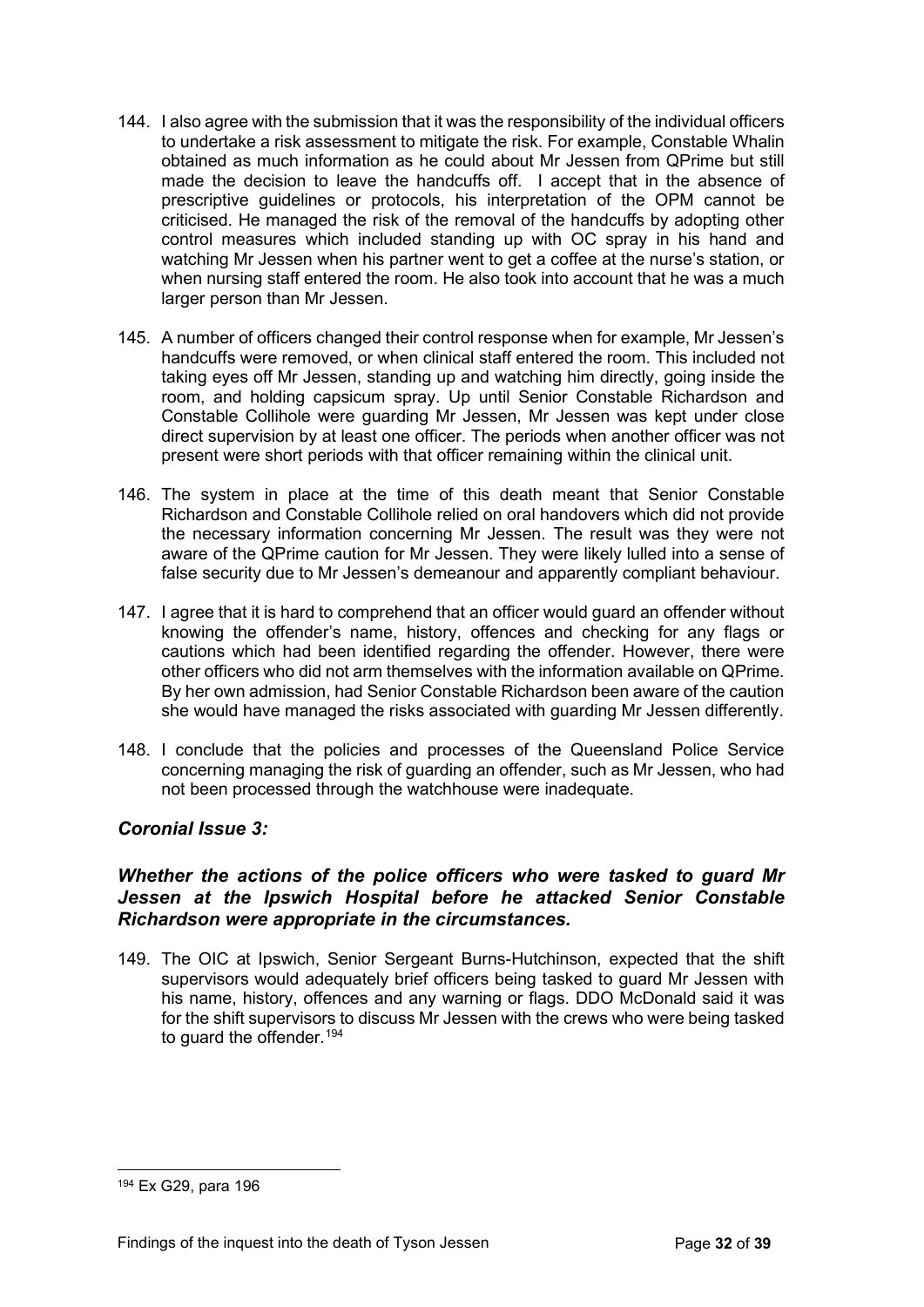144. I also agree with the submission that it was the responsibility of the individual officers to undertake a risk assessment to mitigate the risk. For example, Constable Whalin obtained as much information as he could about Mr Jessen from QPrime but still made the decision to leave the handcuffs off. I accept that in the absence of prescriptive guidelines or protocols, his interpretation of the OPM cannot be criticised. He managed the risk of the removal of the handcuffs by adopting other control measures which included standing up with OC spray in his hand and watching Mr Jessen when his partner went to get a coffee at the nurse's station, or when nursing staff entered the room. He also took into account that he was a much larger person than Mr Jessen.

145. A number of officers changed their control response when for example, Mr Jessen's handcuffs were removed, or when clinical staff entered the room. This included not taking eyes off Mr Jessen, standing up and watching him directly, going inside the room, and holding capsicum spray. Up until Senior Constable Richardson and Constable Collihole were guarding Mr Jessen, Mr Jessen was kept under close direct supervision by at least one officer. The periods when another officer was not present were short periods with that officer remaining within the clinical unit.

146. The system in place at the time of this death meant that Senior Constable Richardson and Constable Collihole relied on oral handovers which did not provide the necessary information concerning Mr Jessen. The result was they were not aware of the QPrime caution for Mr Jessen. They were likely lulled into a sense of false security due to Mr Jessen's demeanour and apparently compliant behaviour.

147. I agree that it is hard to comprehend that an officer would guard an offender without knowing the offender's name, history, offences and checking for any flags or cautions which had been identified regarding the offender. However, there were other officers who did not arm themselves with the information available on QPrime. By her own admission, had Senior Constable Richardson been aware of the caution she would have managed the risks associated with guarding Mr Jessen differently.

148. I conclude that the policies and processes of the Queensland Police Service concerning managing the risk of guarding an offender, such as Mr Jessen, who had not been processed through the watchhouse were inadequate.

### *Coronial Issue 3:*

### *Whether the actions of the police officers who were tasked to guard Mr Jessen at the Ipswich Hospital before he attacked Senior Constable Richardson were appropriate in the circumstances.*

149. The OIC at Ipswich, Senior Sergeant Burns-Hutchinson, expected that the shift supervisors would adequately brief officers being tasked to guard Mr Jessen with his name, history, offences and any warning or flags. DDO McDonald said it was for the shift supervisors to discuss Mr Jessen with the crews who were being tasked to guard the offender.[194]

---

[194] Ex G29, para 196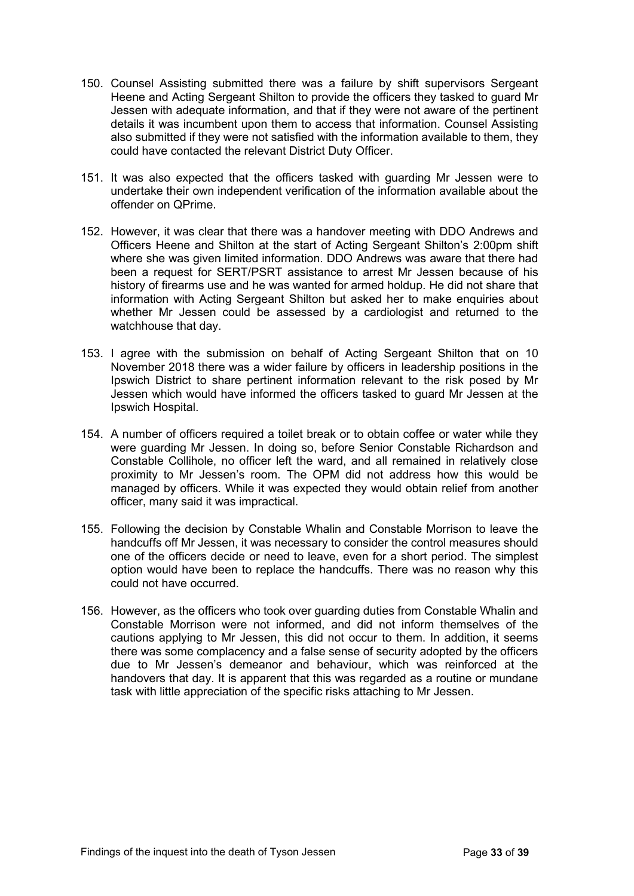150. Counsel Assisting submitted there was a failure by shift supervisors Sergeant Heene and Acting Sergeant Shilton to provide the officers they tasked to guard Mr Jessen with adequate information, and that if they were not aware of the pertinent details it was incumbent upon them to access that information. Counsel Assisting also submitted if they were not satisfied with the information available to them, they could have contacted the relevant District Duty Officer.

151. It was also expected that the officers tasked with guarding Mr Jessen were to undertake their own independent verification of the information available about the offender on QPrime.

152. However, it was clear that there was a handover meeting with DDO Andrews and Officers Heene and Shilton at the start of Acting Sergeant Shilton's 2:00pm shift where she was given limited information. DDO Andrews was aware that there had been a request for SERT/PSRT assistance to arrest Mr Jessen because of his history of firearms use and he was wanted for armed holdup. He did not share that information with Acting Sergeant Shilton but asked her to make enquiries about whether Mr Jessen could be assessed by a cardiologist and returned to the watchhouse that day.

153. I agree with the submission on behalf of Acting Sergeant Shilton that on 10 November 2018 there was a wider failure by officers in leadership positions in the Ipswich District to share pertinent information relevant to the risk posed by Mr Jessen which would have informed the officers tasked to guard Mr Jessen at the Ipswich Hospital.

154. A number of officers required a toilet break or to obtain coffee or water while they were guarding Mr Jessen. In doing so, before Senior Constable Richardson and Constable Collihole, no officer left the ward, and all remained in relatively close proximity to Mr Jessen's room. The OPM did not address how this would be managed by officers. While it was expected they would obtain relief from another officer, many said it was impractical.

155. Following the decision by Constable Whalin and Constable Morrison to leave the handcuffs off Mr Jessen, it was necessary to consider the control measures should one of the officers decide or need to leave, even for a short period. The simplest option would have been to replace the handcuffs. There was no reason why this could not have occurred.

156. However, as the officers who took over guarding duties from Constable Whalin and Constable Morrison were not informed, and did not inform themselves of the cautions applying to Mr Jessen, this did not occur to them. In addition, it seems there was some complacency and a false sense of security adopted by the officers due to Mr Jessen's demeanor and behaviour, which was reinforced at the handovers that day. It is apparent that this was regarded as a routine or mundane task with little appreciation of the specific risks attaching to Mr Jessen.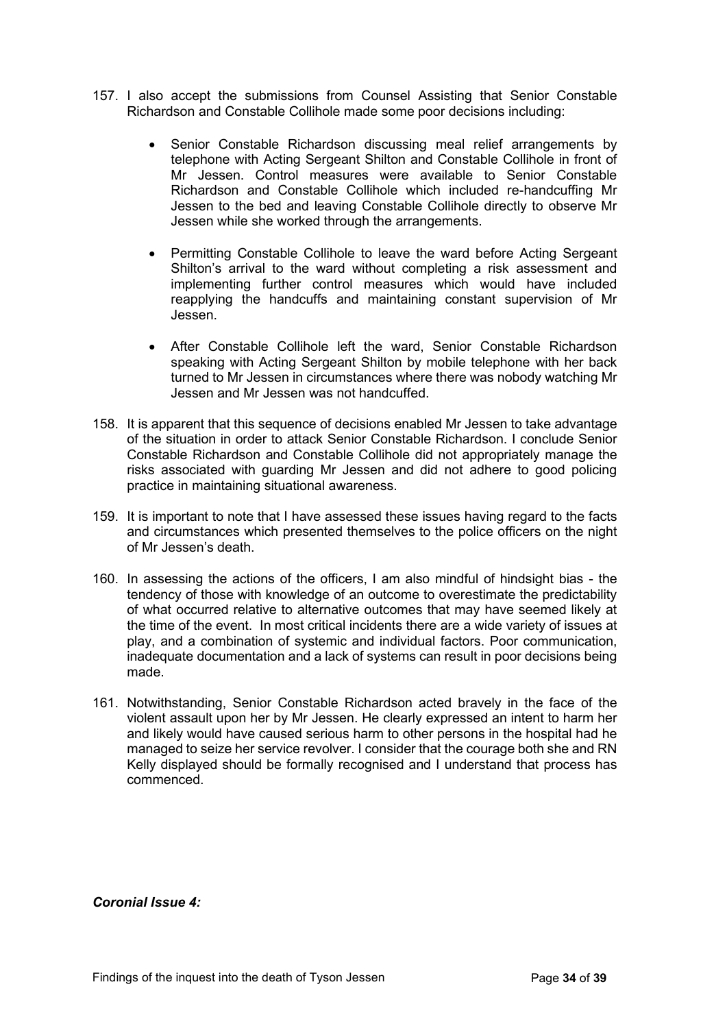157. I also accept the submissions from Counsel Assisting that Senior Constable Richardson and Constable Collihole made some poor decisions including:

    - Senior Constable Richardson discussing meal relief arrangements by telephone with Acting Sergeant Shilton and Constable Collihole in front of Mr Jessen. Control measures were available to Senior Constable Richardson and Constable Collihole which included re-handcuffing Mr Jessen to the bed and leaving Constable Collihole directly to observe Mr Jessen while she worked through the arrangements.

    - Permitting Constable Collihole to leave the ward before Acting Sergeant Shilton's arrival to the ward without completing a risk assessment and implementing further control measures which would have included reapplying the handcuffs and maintaining constant supervision of Mr Jessen.

    - After Constable Collihole left the ward, Senior Constable Richardson speaking with Acting Sergeant Shilton by mobile telephone with her back turned to Mr Jessen in circumstances where there was nobody watching Mr Jessen and Mr Jessen was not handcuffed.

158. It is apparent that this sequence of decisions enabled Mr Jessen to take advantage of the situation in order to attack Senior Constable Richardson. I conclude Senior Constable Richardson and Constable Collihole did not appropriately manage the risks associated with guarding Mr Jessen and did not adhere to good policing practice in maintaining situational awareness.

159. It is important to note that I have assessed these issues having regard to the facts and circumstances which presented themselves to the police officers on the night of Mr Jessen's death.

160. In assessing the actions of the officers, I am also mindful of hindsight bias - the tendency of those with knowledge of an outcome to overestimate the predictability of what occurred relative to alternative outcomes that may have seemed likely at the time of the event. In most critical incidents there are a wide variety of issues at play, and a combination of systemic and individual factors. Poor communication, inadequate documentation and a lack of systems can result in poor decisions being made.

161. Notwithstanding, Senior Constable Richardson acted bravely in the face of the violent assault upon her by Mr Jessen. He clearly expressed an intent to harm her and likely would have caused serious harm to other persons in the hospital had he managed to seize her service revolver. I consider that the courage both she and RN Kelly displayed should be formally recognised and I understand that process has commenced.

***Coronial Issue 4:***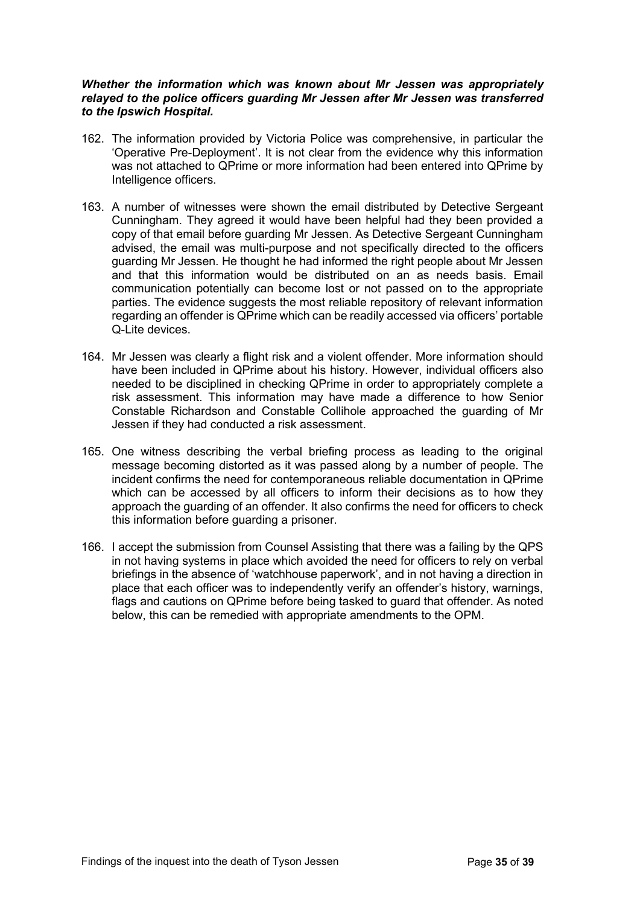***Whether the information which was known about Mr Jessen was appropriately relayed to the police officers guarding Mr Jessen after Mr Jessen was transferred to the Ipswich Hospital.***

162. The information provided by Victoria Police was comprehensive, in particular the 'Operative Pre-Deployment'. It is not clear from the evidence why this information was not attached to QPrime or more information had been entered into QPrime by Intelligence officers.

163. A number of witnesses were shown the email distributed by Detective Sergeant Cunningham. They agreed it would have been helpful had they been provided a copy of that email before guarding Mr Jessen. As Detective Sergeant Cunningham advised, the email was multi-purpose and not specifically directed to the officers guarding Mr Jessen. He thought he had informed the right people about Mr Jessen and that this information would be distributed on an as needs basis. Email communication potentially can become lost or not passed on to the appropriate parties. The evidence suggests the most reliable repository of relevant information regarding an offender is QPrime which can be readily accessed via officers' portable Q-Lite devices.

164. Mr Jessen was clearly a flight risk and a violent offender. More information should have been included in QPrime about his history. However, individual officers also needed to be disciplined in checking QPrime in order to appropriately complete a risk assessment. This information may have made a difference to how Senior Constable Richardson and Constable Collihole approached the guarding of Mr Jessen if they had conducted a risk assessment.

165. One witness describing the verbal briefing process as leading to the original message becoming distorted as it was passed along by a number of people. The incident confirms the need for contemporaneous reliable documentation in QPrime which can be accessed by all officers to inform their decisions as to how they approach the guarding of an offender. It also confirms the need for officers to check this information before guarding a prisoner.

166. I accept the submission from Counsel Assisting that there was a failing by the QPS in not having systems in place which avoided the need for officers to rely on verbal briefings in the absence of 'watchhouse paperwork', and in not having a direction in place that each officer was to independently verify an offender's history, warnings, flags and cautions on QPrime before being tasked to guard that offender. As noted below, this can be remedied with appropriate amendments to the OPM.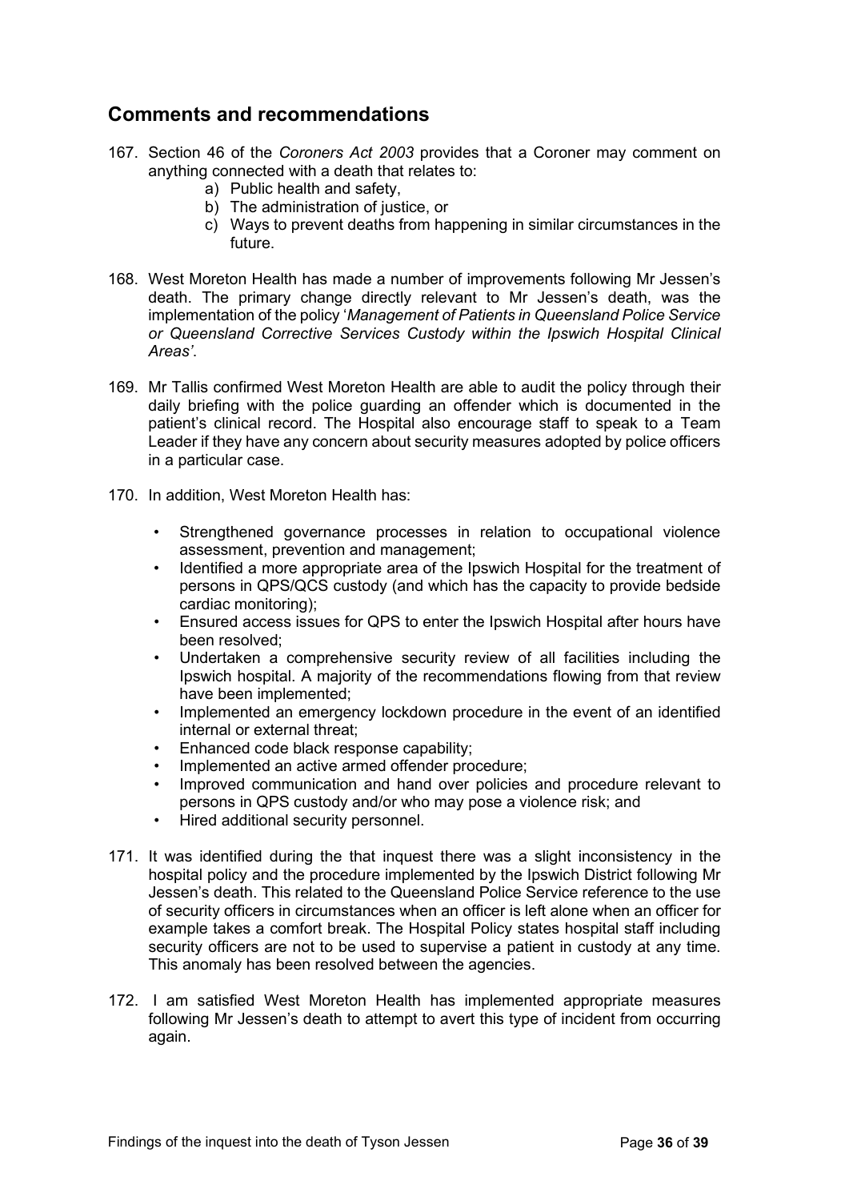## Comments and recommendations

167. Section 46 of the *Coroners Act 2003* provides that a Coroner may comment on anything connected with a death that relates to:
    a) Public health and safety,
    b) The administration of justice, or
    c) Ways to prevent deaths from happening in similar circumstances in the future.

168. West Moreton Health has made a number of improvements following Mr Jessen's death. The primary change directly relevant to Mr Jessen's death, was the implementation of the policy '*Management of Patients in Queensland Police Service or Queensland Corrective Services Custody within the Ipswich Hospital Clinical Areas'*.

169. Mr Tallis confirmed West Moreton Health are able to audit the policy through their daily briefing with the police guarding an offender which is documented in the patient's clinical record. The Hospital also encourage staff to speak to a Team Leader if they have any concern about security measures adopted by police officers in a particular case.

170. In addition, West Moreton Health has:

    - Strengthened governance processes in relation to occupational violence assessment, prevention and management;
    - Identified a more appropriate area of the Ipswich Hospital for the treatment of persons in QPS/QCS custody (and which has the capacity to provide bedside cardiac monitoring);
    - Ensured access issues for QPS to enter the Ipswich Hospital after hours have been resolved;
    - Undertaken a comprehensive security review of all facilities including the Ipswich hospital. A majority of the recommendations flowing from that review have been implemented;
    - Implemented an emergency lockdown procedure in the event of an identified internal or external threat;
    - Enhanced code black response capability;
    - Implemented an active armed offender procedure;
    - Improved communication and hand over policies and procedure relevant to persons in QPS custody and/or who may pose a violence risk; and
    - Hired additional security personnel.

171. It was identified during the that inquest there was a slight inconsistency in the hospital policy and the procedure implemented by the Ipswich District following Mr Jessen's death. This related to the Queensland Police Service reference to the use of security officers in circumstances when an officer is left alone when an officer for example takes a comfort break. The Hospital Policy states hospital staff including security officers are not to be used to supervise a patient in custody at any time. This anomaly has been resolved between the agencies.

172. I am satisfied West Moreton Health has implemented appropriate measures following Mr Jessen's death to attempt to avert this type of incident from occurring again.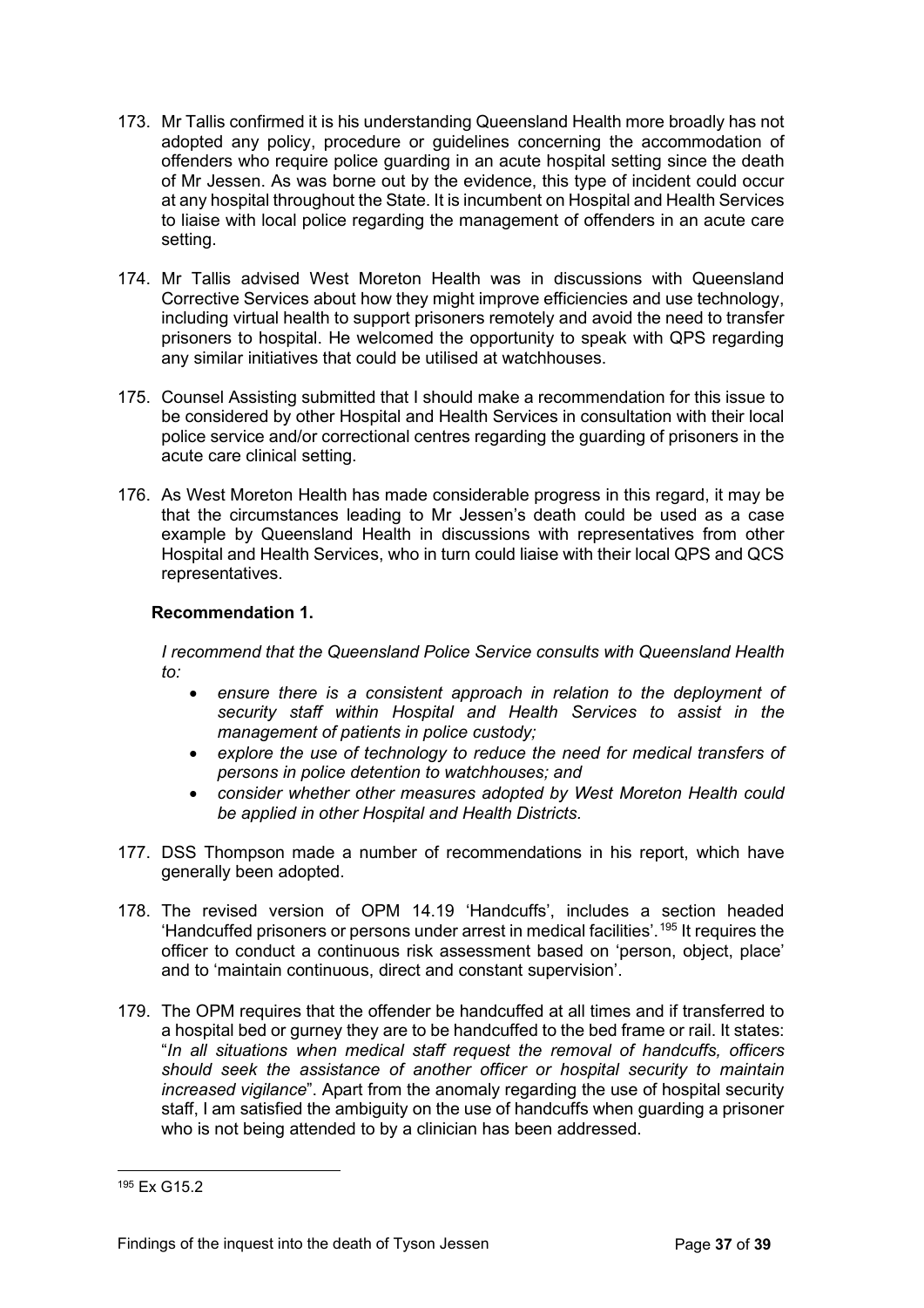173. Mr Tallis confirmed it is his understanding Queensland Health more broadly has not adopted any policy, procedure or guidelines concerning the accommodation of offenders who require police guarding in an acute hospital setting since the death of Mr Jessen. As was borne out by the evidence, this type of incident could occur at any hospital throughout the State. It is incumbent on Hospital and Health Services to liaise with local police regarding the management of offenders in an acute care setting.

174. Mr Tallis advised West Moreton Health was in discussions with Queensland Corrective Services about how they might improve efficiencies and use technology, including virtual health to support prisoners remotely and avoid the need to transfer prisoners to hospital. He welcomed the opportunity to speak with QPS regarding any similar initiatives that could be utilised at watchhouses.

175. Counsel Assisting submitted that I should make a recommendation for this issue to be considered by other Hospital and Health Services in consultation with their local police service and/or correctional centres regarding the guarding of prisoners in the acute care clinical setting.

176. As West Moreton Health has made considerable progress in this regard, it may be that the circumstances leading to Mr Jessen's death could be used as a case example by Queensland Health in discussions with representatives from other Hospital and Health Services, who in turn could liaise with their local QPS and QCS representatives.

**Recommendation 1.**

*I recommend that the Queensland Police Service consults with Queensland Health to:*

- *ensure there is a consistent approach in relation to the deployment of security staff within Hospital and Health Services to assist in the management of patients in police custody;*
- *explore the use of technology to reduce the need for medical transfers of persons in police detention to watchhouses; and*
- *consider whether other measures adopted by West Moreton Health could be applied in other Hospital and Health Districts.*

177. DSS Thompson made a number of recommendations in his report, which have generally been adopted.

178. The revised version of OPM 14.19 'Handcuffs', includes a section headed 'Handcuffed prisoners or persons under arrest in medical facilities'.[195] It requires the officer to conduct a continuous risk assessment based on 'person, object, place' and to 'maintain continuous, direct and constant supervision'.

179. The OPM requires that the offender be handcuffed at all times and if transferred to a hospital bed or gurney they are to be handcuffed to the bed frame or rail. It states: "*In all situations when medical staff request the removal of handcuffs, officers should seek the assistance of another officer or hospital security to maintain increased vigilance*". Apart from the anomaly regarding the use of hospital security staff, I am satisfied the ambiguity on the use of handcuffs when guarding a prisoner who is not being attended to by a clinician has been addressed.

---

[195] Ex G15.2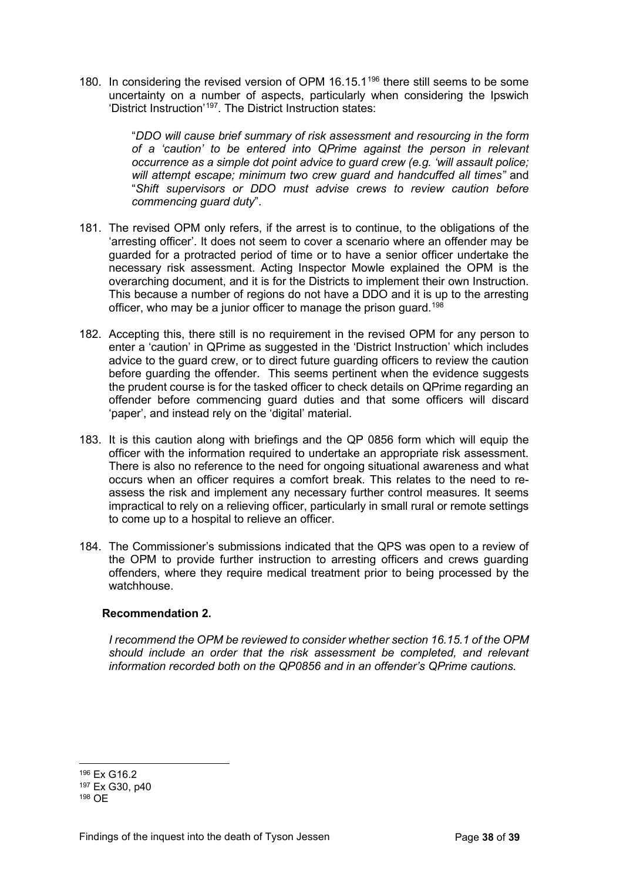180. In considering the revised version of OPM 16.15.1[196] there still seems to be some uncertainty on a number of aspects, particularly when considering the Ipswich 'District Instruction'[197]. The District Instruction states:

> "*DDO will cause brief summary of risk assessment and resourcing in the form of a 'caution' to be entered into QPrime against the person in relevant occurrence as a simple dot point advice to guard crew (e.g. 'will assault police; will attempt escape; minimum two crew guard and handcuffed at all times"* and "*Shift supervisors or DDO must advise crews to review caution before commencing guard duty*".

181. The revised OPM only refers, if the arrest is to continue, to the obligations of the 'arresting officer'. It does not seem to cover a scenario where an offender may be guarded for a protracted period of time or to have a senior officer undertake the necessary risk assessment. Acting Inspector Mowle explained the OPM is the overarching document, and it is for the Districts to implement their own Instruction. This because a number of regions do not have a DDO and it is up to the arresting officer, who may be a junior officer to manage the prison guard.[198]

182. Accepting this, there still is no requirement in the revised OPM for any person to enter a 'caution' in QPrime as suggested in the 'District Instruction' which includes advice to the guard crew, or to direct future guarding officers to review the caution before guarding the offender. This seems pertinent when the evidence suggests the prudent course is for the tasked officer to check details on QPrime regarding an offender before commencing guard duties and that some officers will discard 'paper', and instead rely on the 'digital' material.

183. It is this caution along with briefings and the QP 0856 form which will equip the officer with the information required to undertake an appropriate risk assessment. There is also no reference to the need for ongoing situational awareness and what occurs when an officer requires a comfort break. This relates to the need to re-assess the risk and implement any necessary further control measures. It seems impractical to rely on a relieving officer, particularly in small rural or remote settings to come up to a hospital to relieve an officer.

184. The Commissioner's submissions indicated that the QPS was open to a review of the OPM to provide further instruction to arresting officers and crews guarding offenders, where they require medical treatment prior to being processed by the watchhouse.

**Recommendation 2.**

*I recommend the OPM be reviewed to consider whether section 16.15.1 of the OPM should include an order that the risk assessment be completed, and relevant information recorded both on the QP0856 and in an offender's QPrime cautions.*

---

[196] Ex G16.2

[197] Ex G30, p40

[198] OE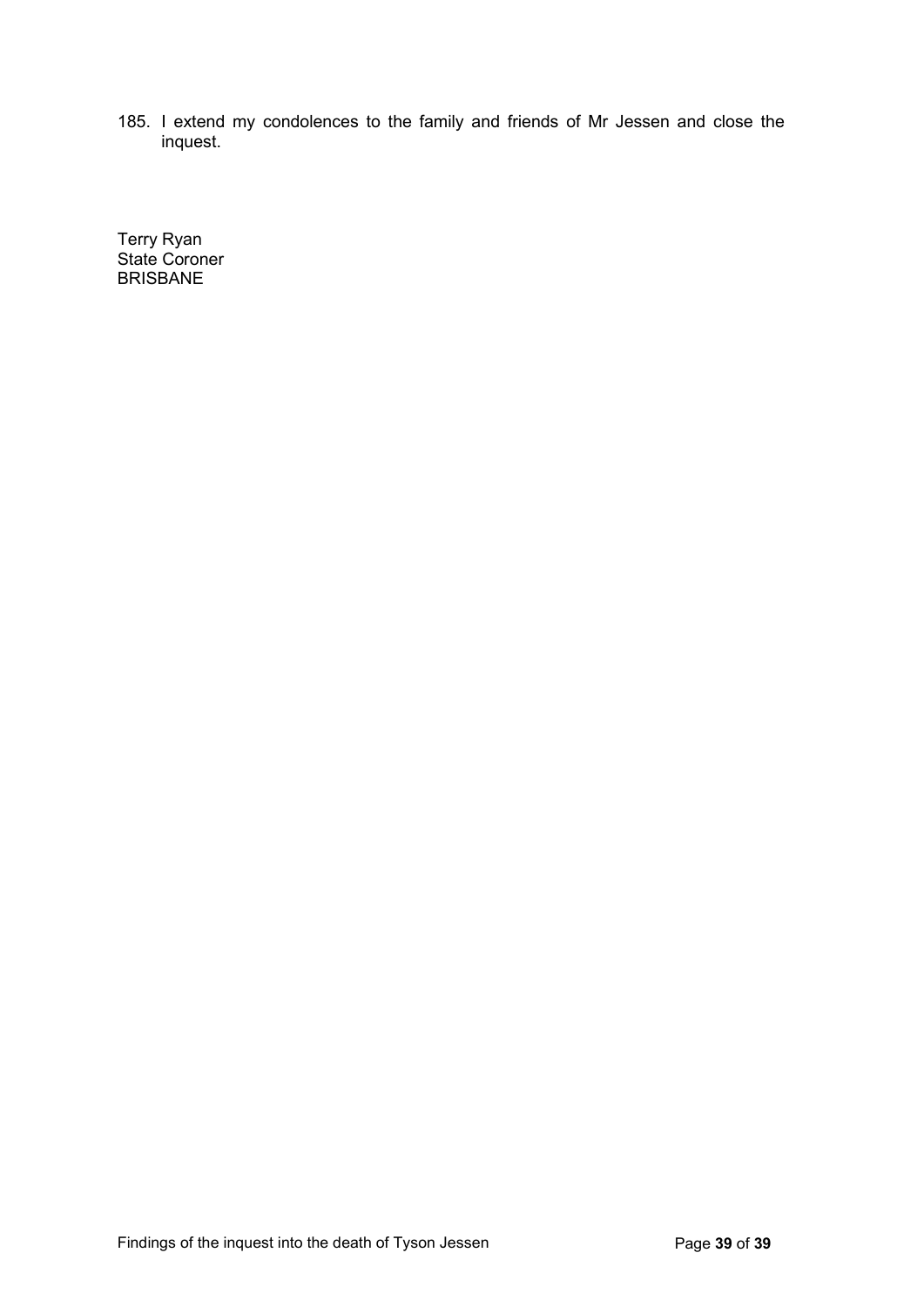185. I extend my condolences to the family and friends of Mr Jessen and close the inquest.

Terry Ryan
State Coroner
BRISBANE